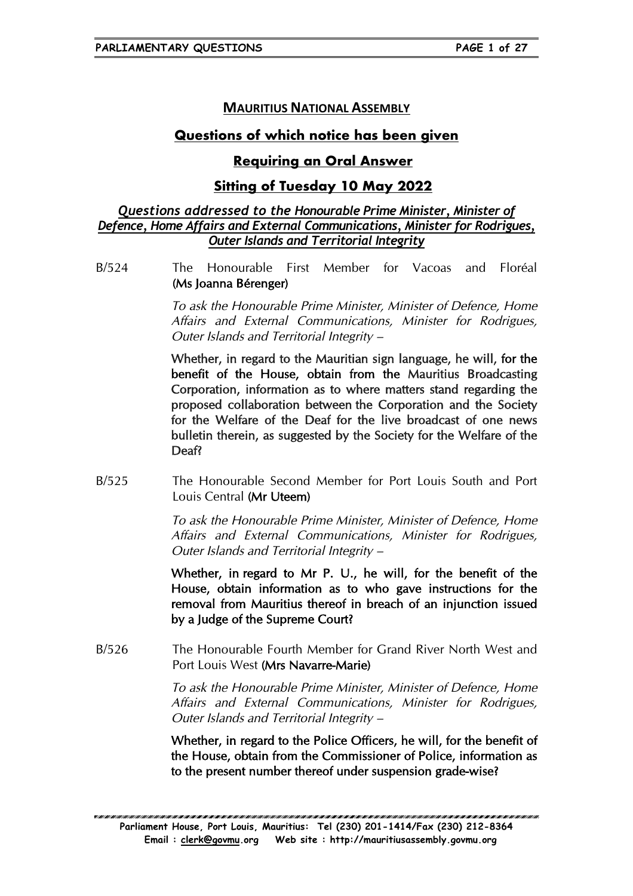## MAURITIUS NATIONAL ASSEMBLY

## Questions of which notice has been given

## Requiring an Oral Answer

## Sitting of Tuesday 10 May 2022

### *Questions addressed to the Honourable Prime Minister, Minister of Defence, Home Affairs and External Communications, Minister for Rodrigues, Outer Islands and Territorial Integrity*

**B/524** The Honourable First Member for Vacoas and Floréal **(Ms Joanna Bérenger)**

*To ask the Honourable Prime Minister, Minister of Defence, Home Affairs and External Communications, Minister for Rodrigues, Outer Islands and Territorial Integrity –*

**Whether, in regard to the Mauritian sign language, he will, for the benefit of the House, obtain from the** Mauritius Broadcasting Corporation, information as to where matters stand regarding the proposed collaboration between the Corporation and the Society for the Welfare of the Deaf for the live broadcast of one news bulletin therein, as suggested by the Society for the Welfare of the Deaf?

**B/525** The Honourable Second Member for Port Louis South and Port Louis Central **(Mr Uteem)**

*To ask the Honourable Prime Minister, Minister of Defence, Home Affairs and External Communications, Minister for Rodrigues, Outer Islands and Territorial Integrity –*

**Whether, in regard to Mr P. U., he will, for the benefit of the House, obtain information as to who gave instructions for the removal from Mauritius thereof in breach of an injunction issued by a Judge of the Supreme Court?**

**B/526** The Honourable Fourth Member for Grand River North West and Port Louis West **(Mrs Navarre-Marie)**

*To ask the Honourable Prime Minister, Minister of Defence, Home Affairs and External Communications, Minister for Rodrigues, Outer Islands and Territorial Integrity –*

**Whether, in regard to the Police Officers, he will, for the benefit of the House, obtain from the Commissioner of Police, information as to the present number thereof under suspension grade-wise?**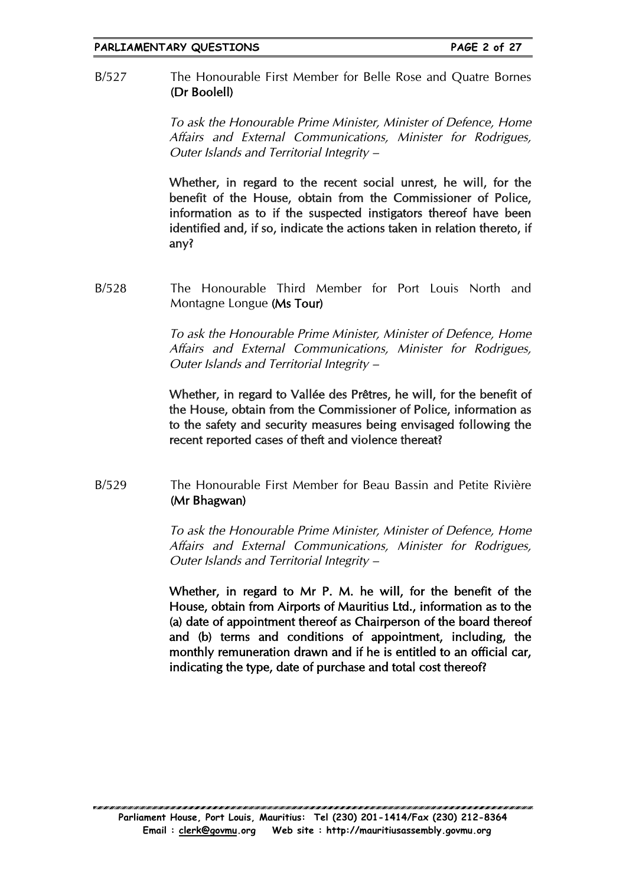B/527 The Honourable First Member for Belle Rose and Quatre Bornes **(Dr Boolell)**

*To ask the Honourable Prime Minister, Minister of Defence, Home Affairs and External Communications, Minister for Rodrigues, Outer Islands and Territorial Integrity –*

**Whether, in regard to the recent social unrest, he will, for the benefit of the House, obtain from the Commissioner of Police, information as to if the suspected instigators thereof have been identified and, if so, indicate the actions taken in relation thereto, if any?**

B/528 The Honourable Third Member for Port Louis North and Montagne Longue **(Ms Tour)**

*To ask the Honourable Prime Minister, Minister of Defence, Home Affairs and External Communications, Minister for Rodrigues, Outer Islands and Territorial Integrity –*

**Whether, in regard to Vallée des Prêtres, he will, for the benefit of the House, obtain from the Commissioner of Police, information as to the safety and security measures being envisaged following the recent reported cases of theft and violence thereat?**

B/529 The Honourable First Member for Beau Bassin and Petite Rivière **(Mr Bhagwan)**

*To ask the Honourable Prime Minister, Minister of Defence, Home Affairs and External Communications, Minister for Rodrigues, Outer Islands and Territorial Integrity –*

**Whether, in regard to Mr P. M. he will, for the benefit of the House, obtain from Airports of Mauritius Ltd., information as to the (a) date of appointment thereof as Chairperson of the board thereof and (b) terms and conditions of appointment, including, the monthly remuneration drawn and if he is entitled to an official car, indicating the type, date of purchase and total cost thereof?**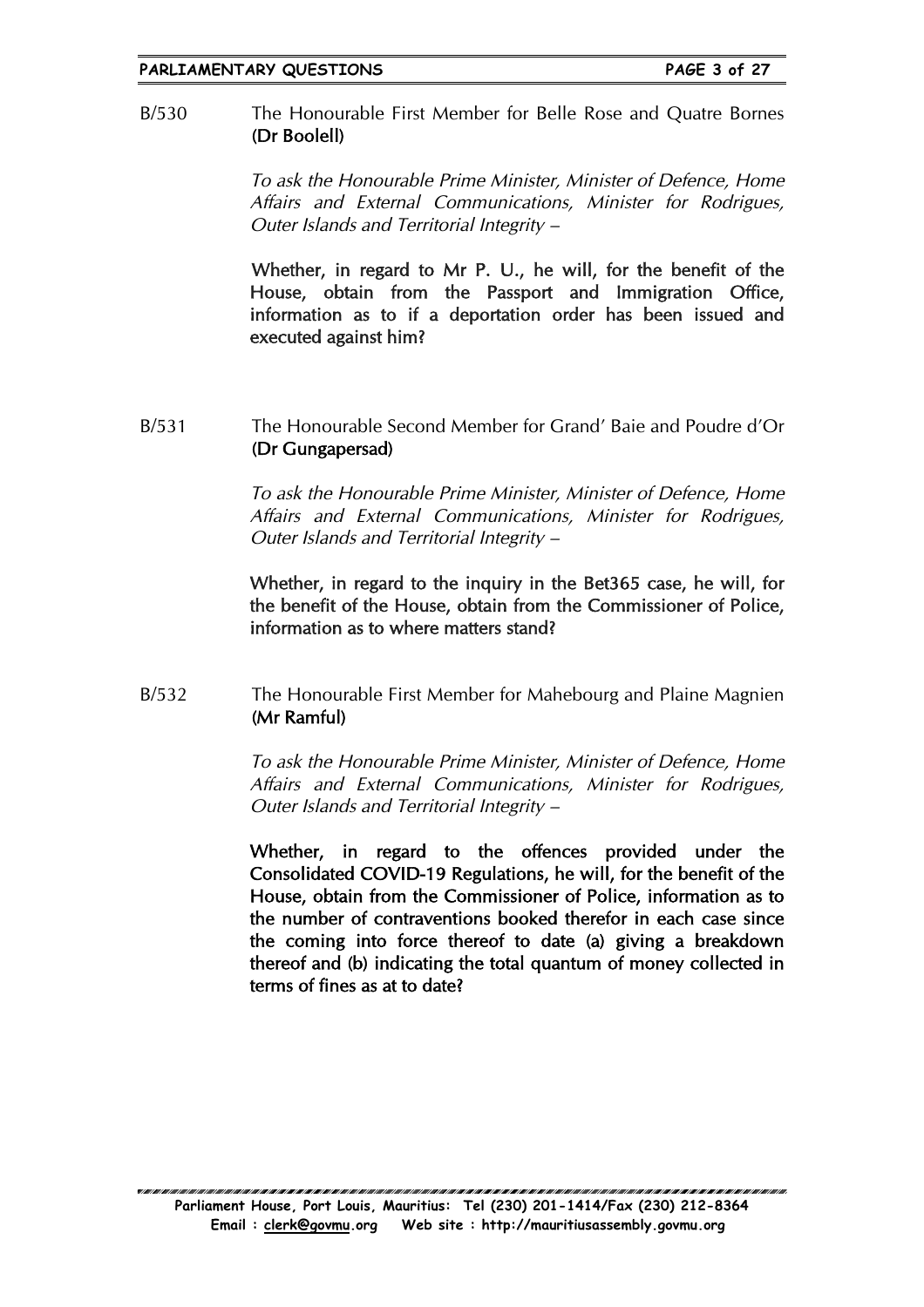B/530 The Honourable First Member for Belle Rose and Quatre Bornes **(Dr Boolell)**

*To ask the Honourable Prime Minister, Minister of Defence, Home Affairs and External Communications, Minister for Rodrigues, Outer Islands and Territorial Integrity –*

**Whether, in regard to Mr P. U., he will, for the benefit of the House, obtain from the Passport and Immigration Office, information as to if a deportation order has been issued and executed against him?**

B/531 The Honourable Second Member for Grand' Baie and Poudre d'Or **(Dr Gungapersad)**

*To ask the Honourable Prime Minister, Minister of Defence, Home Affairs and External Communications, Minister for Rodrigues, Outer Islands and Territorial Integrity –*

**Whether, in regard to the inquiry in the Bet365 case, he will, for the benefit of the House, obtain from the Commissioner of Police, information as to where matters stand?**

B/532 The Honourable First Member for Mahebourg and Plaine Magnien **(Mr Ramful)**

*To ask the Honourable Prime Minister, Minister of Defence, Home Affairs and External Communications, Minister for Rodrigues, Outer Islands and Territorial Integrity –*

**Whether, in regard to the offences provided under the Consolidated COVID-19 Regulations, he will, for the benefit of the House, obtain from the Commissioner of Police, information as to the number of contraventions booked therefor in each case since the coming into force thereof to date (a) giving a breakdown thereof and (b) indicating the total quantum of money collected in terms of fines as at to date?**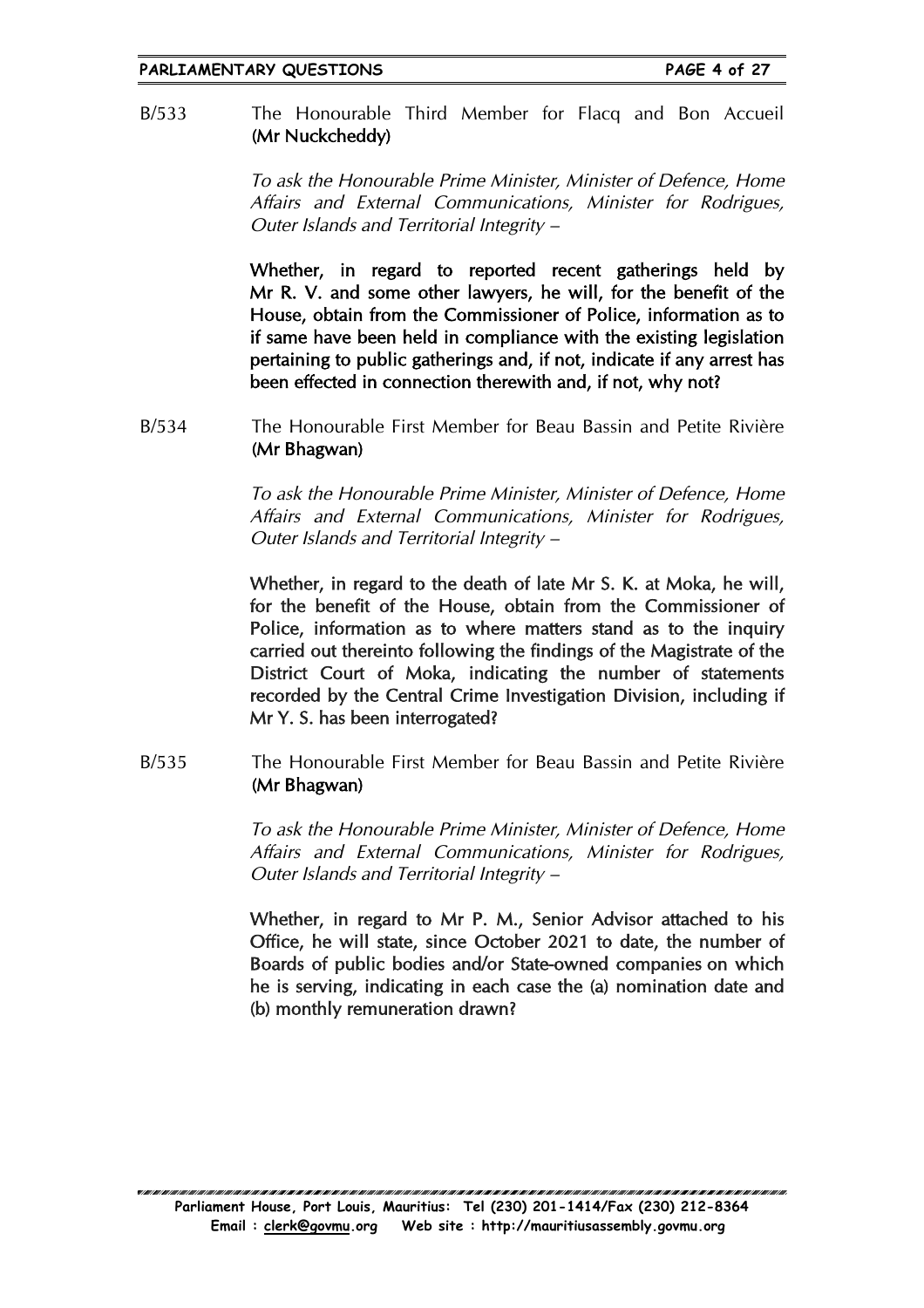B/533 The Honourable Third Member for Flacq and Bon Accueil **(Mr Nuckcheddy)**

*To ask the Honourable Prime Minister, Minister of Defence, Home Affairs and External Communications, Minister for Rodrigues, Outer Islands and Territorial Integrity –*

**Whether, in regard to reported recent gatherings held by Mr R. V. and some other lawyers, he will, for the benefit of the House, obtain from the Commissioner of Police, information as to if same have been held in compliance with the existing legislation pertaining to public gatherings and, if not, indicate if any arrest has been effected in connection therewith and, if not, why not?**

B/534 The Honourable First Member for Beau Bassin and Petite Rivière **(Mr Bhagwan)**

*To ask the Honourable Prime Minister, Minister of Defence, Home Affairs and External Communications, Minister for Rodrigues, Outer Islands and Territorial Integrity –*

**Whether, in regard to the death of late Mr S. K. at Moka, he will, for the benefit of the House, obtain from the Commissioner of Police, information as to where matters stand as to the inquiry carried out thereinto following the findings of the Magistrate of the District Court of Moka, indicating the number of statements recorded by the Central Crime Investigation Division, including if Mr Y. S. has been interrogated?**

B/535 The Honourable First Member for Beau Bassin and Petite Rivière **(Mr Bhagwan)**

*To ask the Honourable Prime Minister, Minister of Defence, Home Affairs and External Communications, Minister for Rodrigues, Outer Islands and Territorial Integrity –*

**Whether, in regard to Mr P. M., Senior Advisor attached to his Office, he will state, since October 2021 to date, the number of Boards of public bodies and/or State-owned companies on which he is serving, indicating in each case the (a) nomination date and (b) monthly remuneration drawn?**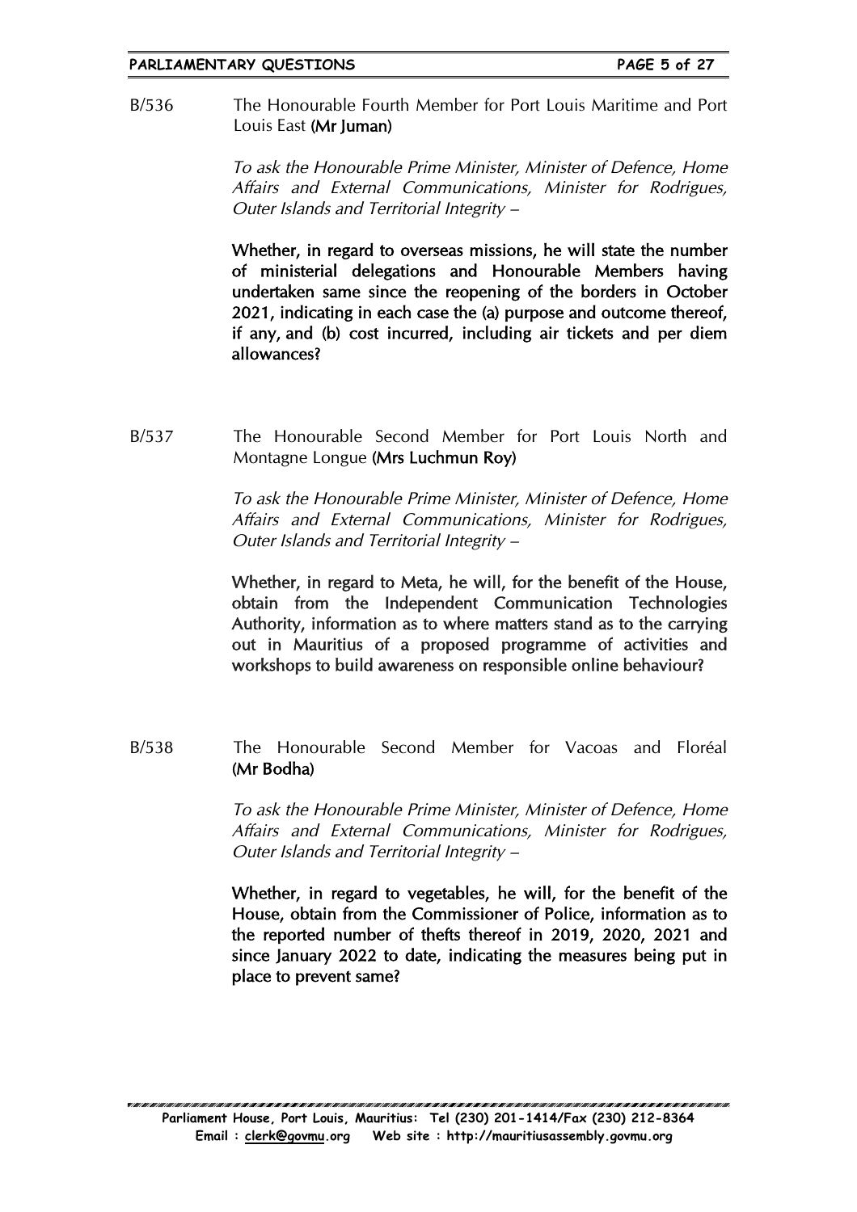B/536 The Honourable Fourth Member for Port Louis Maritime and Port Louis East **(Mr Juman)**

*To ask the Honourable Prime Minister, Minister of Defence, Home Affairs and External Communications, Minister for Rodrigues, Outer Islands and Territorial Integrity –*

**Whether, in regard to overseas missions, he will state the number of ministerial delegations and Honourable Members having undertaken same since the reopening of the borders in October 2021, indicating in each case the (a) purpose and outcome thereof, if any, and (b) cost incurred, including air tickets and per diem allowances?**

B/537 The Honourable Second Member for Port Louis North and Montagne Longue **(Mrs Luchmun Roy)**

*To ask the Honourable Prime Minister, Minister of Defence, Home Affairs and External Communications, Minister for Rodrigues, Outer Islands and Territorial Integrity –*

**Whether, in regard to Meta, he will, for the benefit of the House, obtain from the Independent Communication Technologies Authority, information as to where matters stand as to the carrying out in Mauritius of a proposed programme of activities and workshops to build awareness on responsible online behaviour?**

B/538 The Honourable Second Member for Vacoas and Floréal **(Mr Bodha)**

*To ask the Honourable Prime Minister, Minister of Defence, Home Affairs and External Communications, Minister for Rodrigues, Outer Islands and Territorial Integrity –*

**Whether, in regard to vegetables, he will, for the benefit of the House, obtain from the Commissioner of Police, information as to the reported number of thefts thereof in 2019, 2020, 2021 and since January 2022 to date, indicating the measures being put in place to prevent same?**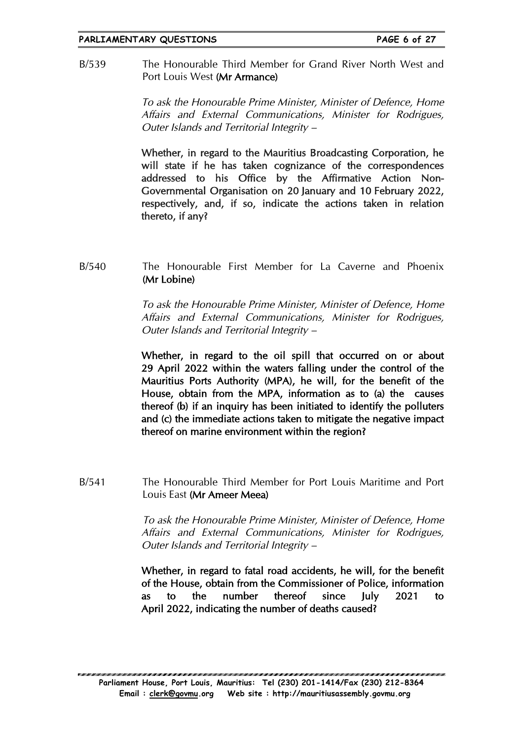B/539 The Honourable Third Member for Grand River North West and Port Louis West **(Mr Armance)**

*To ask the Honourable Prime Minister, Minister of Defence, Home Affairs and External Communications, Minister for Rodrigues, Outer Islands and Territorial Integrity –*

**Whether, in regard to the Mauritius Broadcasting Corporation, he will state if he has taken cognizance of the correspondences addressed to his Office by the Affirmative Action Non-Governmental Organisation on 20 January and 10 February 2022, respectively, and, if so, indicate the actions taken in relation thereto, if any?**

B/540 The Honourable First Member for La Caverne and Phoenix **(Mr Lobine)**

*To ask the Honourable Prime Minister, Minister of Defence, Home Affairs and External Communications, Minister for Rodrigues, Outer Islands and Territorial Integrity –*

**Whether, in regard to the oil spill that occurred on or about 29 April 2022 within the waters falling under the control of the Mauritius Ports Authority (MPA), he will, for the benefit of the House, obtain from the MPA, information as to (a) the causes thereof (b) if an inquiry has been initiated to identify the polluters and (c) the immediate actions taken to mitigate the negative impact thereof on marine environment within the region?**

B/541 The Honourable Third Member for Port Louis Maritime and Port Louis East **(Mr Ameer Meea)**

*To ask the Honourable Prime Minister, Minister of Defence, Home Affairs and External Communications, Minister for Rodrigues, Outer Islands and Territorial Integrity –*

**Whether, in regard to fatal road accidents, he will, for the benefit of the House, obtain from the Commissioner of Police, information as to the number thereof since July 2021 to April 2022, indicating the number of deaths caused?**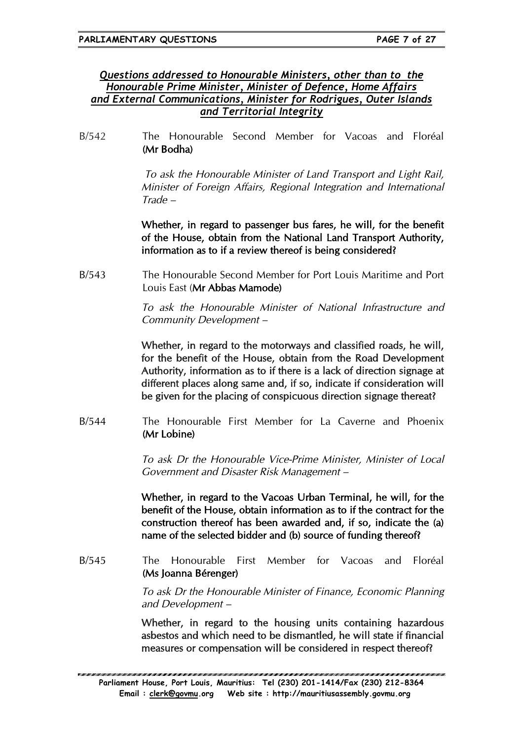***Questions addressed to Honourable Ministers, other than to the Honourable Prime Minister, Minister of Defence, Home Affairs and External Communications, Minister for Rodrigues, Outer Islands and Territorial Integrity***

B/542 The Honourable Second Member for Vacoas and Floréal **(Mr Bodha)**

*To ask the Honourable Minister of Land Transport and Light Rail, Minister of Foreign Affairs, Regional Integration and International Trade –*

**Whether, in regard to passenger bus fares, he will, for the benefit of the House, obtain from the National Land Transport Authority, information as to if a review thereof is being considered?**

B/543 The Honourable Second Member for Port Louis Maritime and Port Louis East (**Mr Abbas Mamode)**

*To ask the Honourable Minister of National Infrastructure and Community Development –*

**Whether, in regard to the motorways and classified roads, he will, for the benefit of the House, obtain from the Road Development Authority, information as to if there is a lack of direction signage at different places along same and, if so, indicate if consideration will be given for the placing of conspicuous direction signage thereat?**

B/544 The Honourable First Member for La Caverne and Phoenix **(Mr Lobine)**

*To ask Dr the Honourable Vice-Prime Minister, Minister of Local Government and Disaster Risk Management –*

**Whether, in regard to the Vacoas Urban Terminal, he will, for the benefit of the House, obtain information as to if the contract for the construction thereof has been awarded and, if so, indicate the (a) name of the selected bidder and (b) source of funding thereof?**

B/545 The Honourable First Member for Vacoas and Floréal **(Ms Joanna Bérenger)**

*To ask Dr the Honourable Minister of Finance, Economic Planning and Development –*

**Whether, in regard to the housing units containing hazardous asbestos and which need to be dismantled, he will state if financial measures or compensation will be considered in respect thereof?**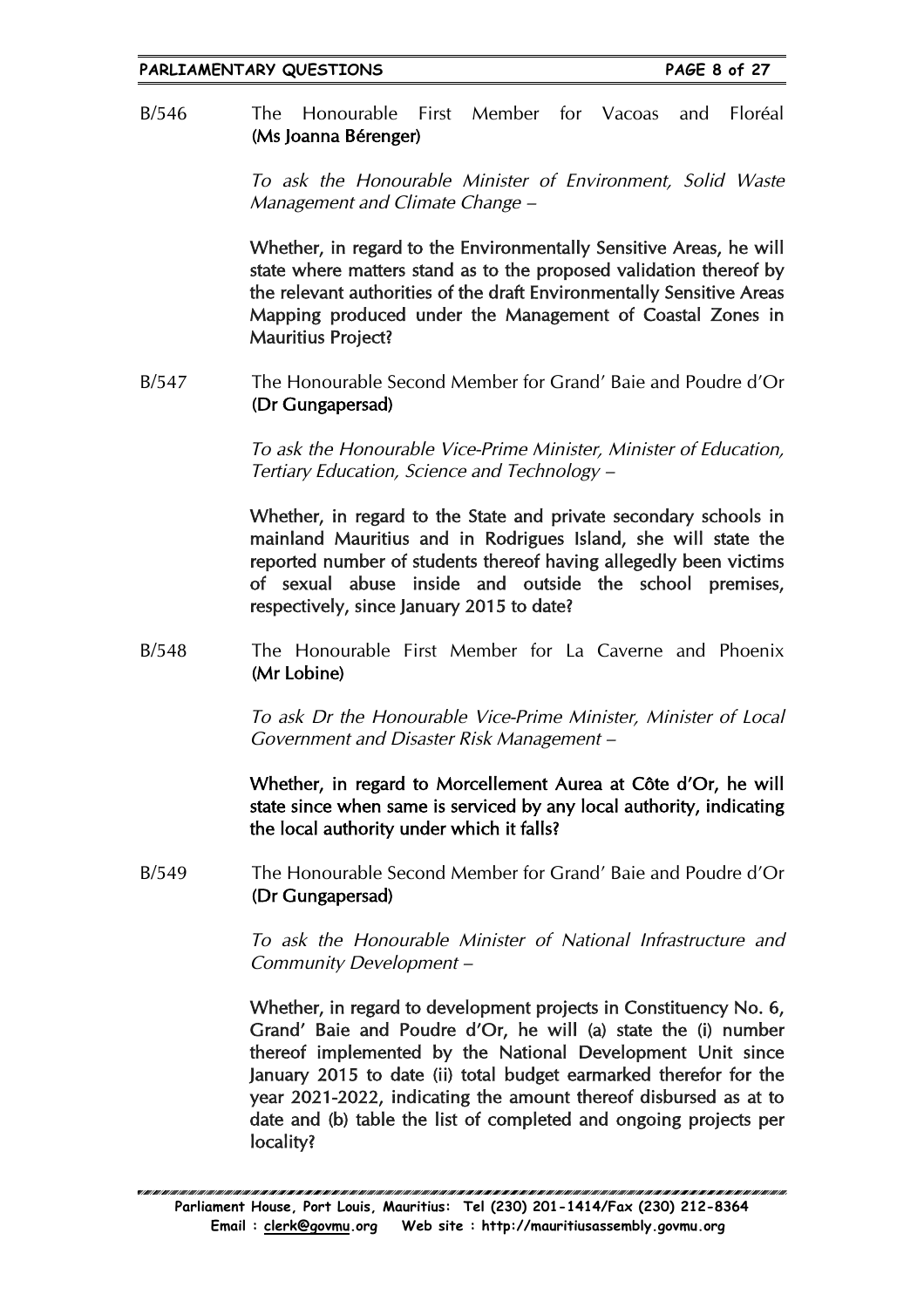B/546 The Honourable First Member for Vacoas and Floréal **(Ms Joanna Bérenger)**

*To ask the Honourable Minister of Environment, Solid Waste Management and Climate Change –*

**Whether, in regard to the Environmentally Sensitive Areas, he will state where matters stand as to the proposed validation thereof by the relevant authorities of the draft Environmentally Sensitive Areas Mapping produced under the Management of Coastal Zones in Mauritius Project?**

B/547 The Honourable Second Member for Grand' Baie and Poudre d'Or **(Dr Gungapersad)**

*To ask the Honourable Vice-Prime Minister, Minister of Education, Tertiary Education, Science and Technology –*

**Whether, in regard to the State and private secondary schools in mainland Mauritius and in Rodrigues Island, she will state the reported number of students thereof having allegedly been victims of sexual abuse inside and outside the school premises, respectively, since January 2015 to date?**

B/548 The Honourable First Member for La Caverne and Phoenix **(Mr Lobine)**

*To ask Dr the Honourable Vice-Prime Minister, Minister of Local Government and Disaster Risk Management –*

**Whether, in regard to Morcellement Aurea at Côte d'Or, he will state since when same is serviced by any local authority, indicating the local authority under which it falls?**

B/549 The Honourable Second Member for Grand' Baie and Poudre d'Or **(Dr Gungapersad)**

*To ask the Honourable Minister of National Infrastructure and Community Development –*

**Whether, in regard to development projects in Constituency No. 6, Grand' Baie and Poudre d'Or, he will (a) state the (i) number thereof implemented by the National Development Unit since January 2015 to date (ii) total budget earmarked therefor for the year 2021-2022, indicating the amount thereof disbursed as at to date and (b) table the list of completed and ongoing projects per locality?**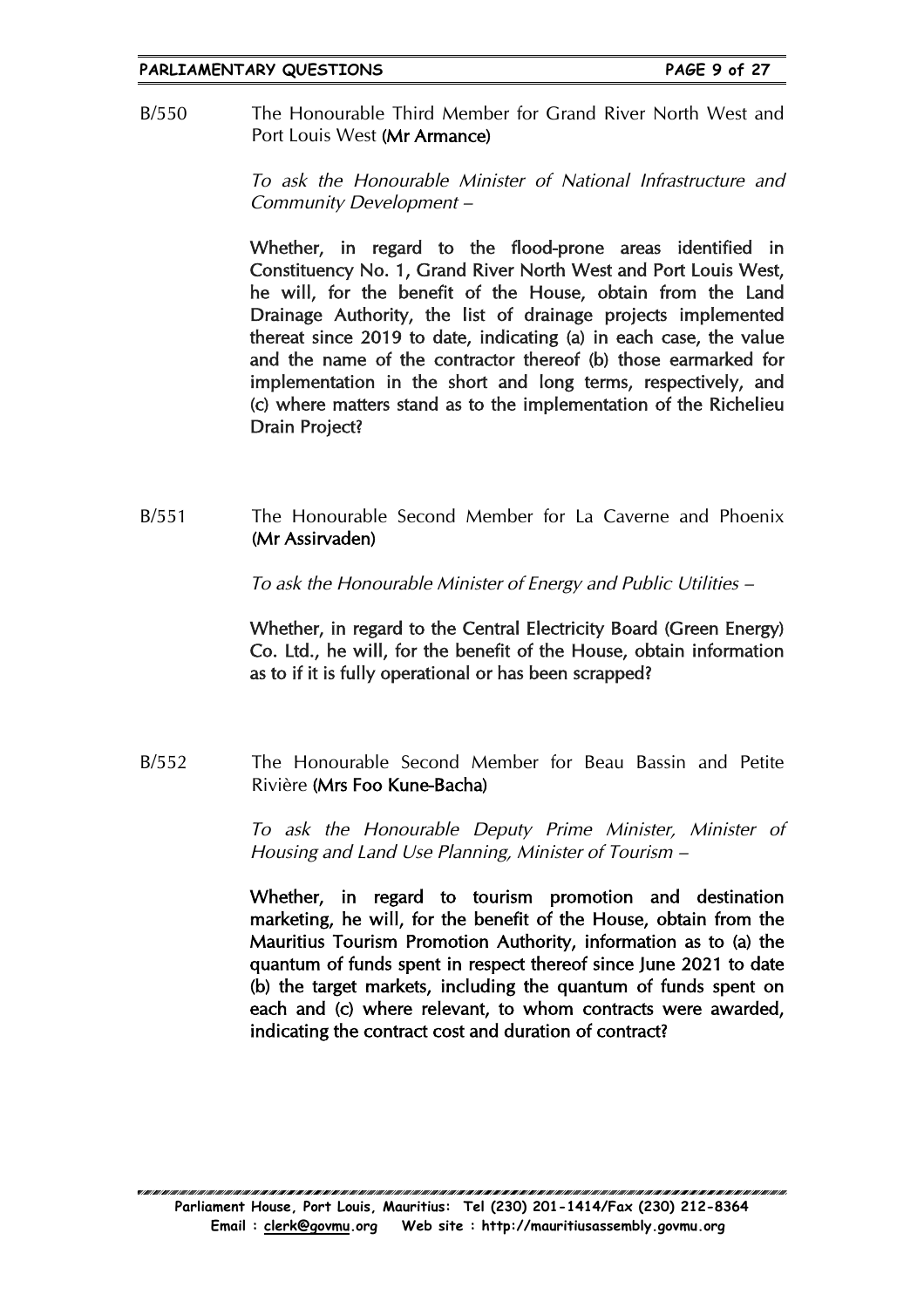B/550 The Honourable Third Member for Grand River North West and Port Louis West **(Mr Armance)**

*To ask the Honourable Minister of National Infrastructure and Community Development –*

**Whether, in regard to the flood-prone areas identified in Constituency No. 1, Grand River North West and Port Louis West, he will, for the benefit of the House, obtain from the Land Drainage Authority, the list of drainage projects implemented thereat since 2019 to date, indicating (a) in each case, the value and the name of the contractor thereof (b) those earmarked for implementation in the short and long terms, respectively, and (c) where matters stand as to the implementation of the Richelieu Drain Project?**

B/551 The Honourable Second Member for La Caverne and Phoenix **(Mr Assirvaden)**

*To ask the Honourable Minister of Energy and Public Utilities –*

**Whether, in regard to the Central Electricity Board (Green Energy) Co. Ltd., he will, for the benefit of the House, obtain information as to if it is fully operational or has been scrapped?**

B/552 The Honourable Second Member for Beau Bassin and Petite Rivière **(Mrs Foo Kune-Bacha)**

*To ask the Honourable Deputy Prime Minister, Minister of Housing and Land Use Planning, Minister of Tourism –*

**Whether, in regard to tourism promotion and destination marketing, he will, for the benefit of the House, obtain from the Mauritius Tourism Promotion Authority, information as to (a) the quantum of funds spent in respect thereof since June 2021 to date (b) the target markets, including the quantum of funds spent on each and (c) where relevant, to whom contracts were awarded, indicating the contract cost and duration of contract?**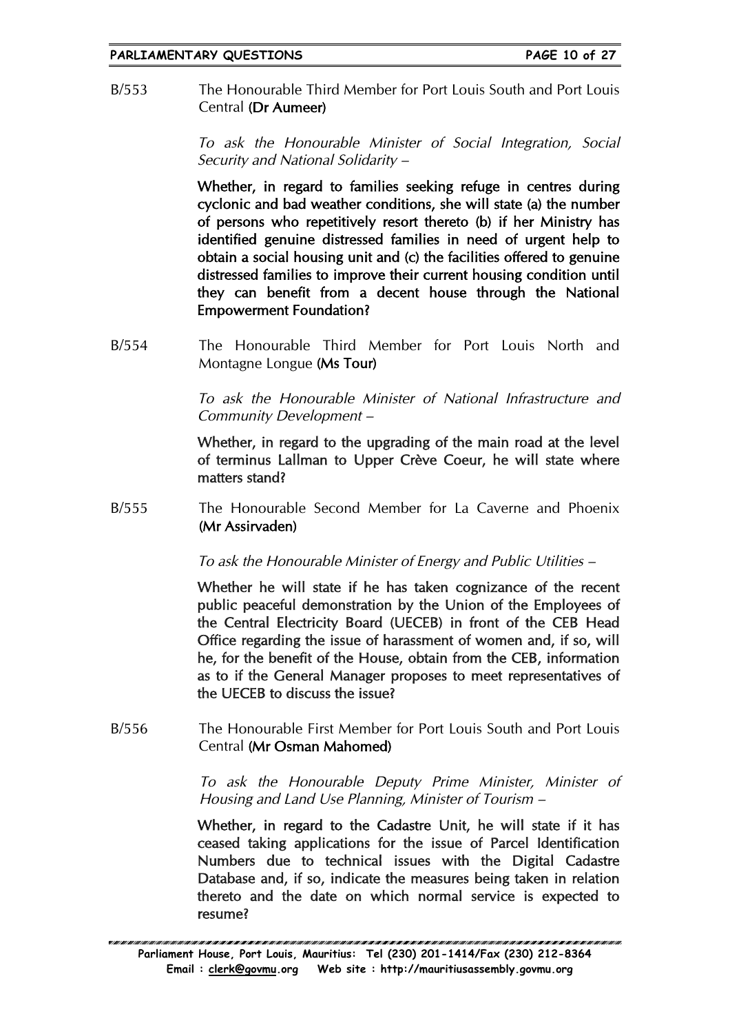B/553 The Honourable Third Member for Port Louis South and Port Louis Central **(Dr Aumeer)**

*To ask the Honourable Minister of Social Integration, Social Security and National Solidarity –*

**Whether, in regard to families seeking refuge in centres during cyclonic and bad weather conditions, she will state (a) the number of persons who repetitively resort thereto (b) if her Ministry has identified genuine distressed families in need of urgent help to obtain a social housing unit and (c) the facilities offered to genuine distressed families to improve their current housing condition until they can benefit from a decent house through the National Empowerment Foundation?**

B/554 The Honourable Third Member for Port Louis North and Montagne Longue **(Ms Tour)**

*To ask the Honourable Minister of National Infrastructure and Community Development –*

**Whether, in regard to the upgrading of the main road at the level of terminus Lallman to Upper Crève Coeur, he will state where matters stand?**

B/555 The Honourable Second Member for La Caverne and Phoenix **(Mr Assirvaden)**

*To ask the Honourable Minister of Energy and Public Utilities –*

**Whether he will state if he has taken cognizance of the recent public peaceful demonstration by the Union of the Employees of the Central Electricity Board (UECEB) in front of the CEB Head Office regarding the issue of harassment of women and, if so, will he, for the benefit of the House, obtain from the CEB, information as to if the General Manager proposes to meet representatives of the UECEB to discuss the issue?**

B/556 The Honourable First Member for Port Louis South and Port Louis Central **(Mr Osman Mahomed)**

*To ask the Honourable Deputy Prime Minister, Minister of Housing and Land Use Planning, Minister of Tourism –*

**Whether, in regard to the Cadastre Unit, he will state if it has ceased taking applications for the issue of Parcel Identification Numbers due to technical issues with the Digital Cadastre Database and, if so, indicate the measures being taken in relation thereto and the date on which normal service is expected to resume?**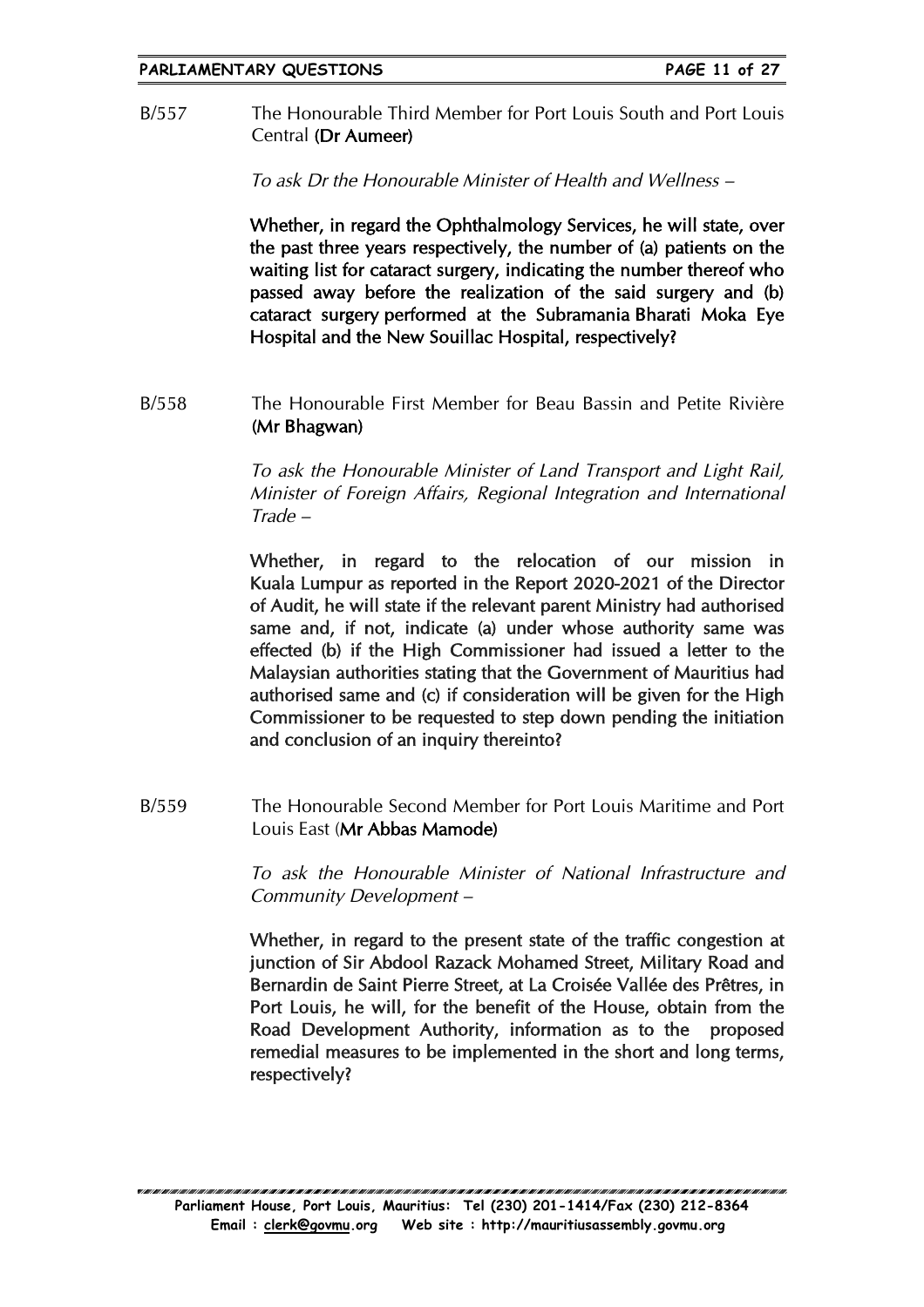B/557 The Honourable Third Member for Port Louis South and Port Louis Central **(Dr Aumeer)**

*To ask Dr the Honourable Minister of Health and Wellness –*

**Whether, in regard the Ophthalmology Services, he will state, over the past three years respectively, the number of (a) patients on the waiting list for cataract surgery, indicating the number thereof who passed away before the realization of the said surgery and (b) cataract surgery performed at the Subramania Bharati Moka Eye Hospital and the New Souillac Hospital, respectively?**

B/558 The Honourable First Member for Beau Bassin and Petite Rivière **(Mr Bhagwan)**

*To ask the Honourable Minister of Land Transport and Light Rail, Minister of Foreign Affairs, Regional Integration and International Trade –*

**Whether, in regard to the relocation of our mission in Kuala Lumpur as reported in the Report 2020-2021 of the Director of Audit, he will state if the relevant parent Ministry had authorised same and, if not, indicate (a) under whose authority same was effected (b) if the High Commissioner had issued a letter to the Malaysian authorities stating that the Government of Mauritius had authorised same and (c) if consideration will be given for the High Commissioner to be requested to step down pending the initiation and conclusion of an inquiry thereinto?**

B/559 The Honourable Second Member for Port Louis Maritime and Port Louis East (**Mr Abbas Mamode)**

*To ask the Honourable Minister of National Infrastructure and Community Development –*

**Whether, in regard to the present state of the traffic congestion at junction of Sir Abdool Razack Mohamed Street, Military Road and Bernardin de Saint Pierre Street, at La Croisée Vallée des Prêtres, in Port Louis, he will, for the benefit of the House, obtain from the Road Development Authority, information as to the proposed remedial measures to be implemented in the short and long terms, respectively?**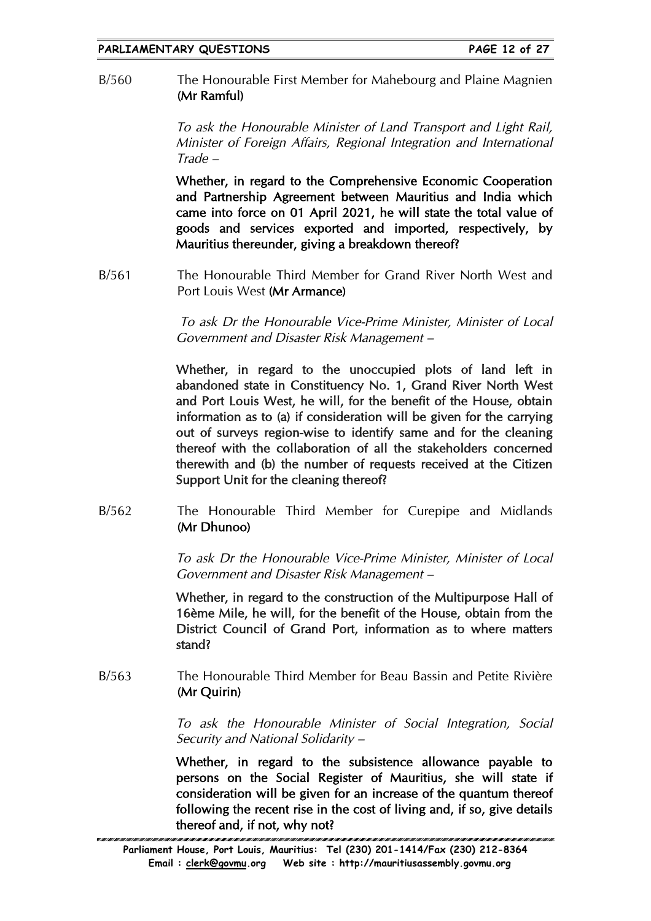B/560 The Honourable First Member for Mahebourg and Plaine Magnien **(Mr Ramful)**

*To ask the Honourable Minister of Land Transport and Light Rail, Minister of Foreign Affairs, Regional Integration and International Trade –*

**Whether, in regard to the Comprehensive Economic Cooperation and Partnership Agreement between Mauritius and India which came into force on 01 April 2021, he will state the total value of goods and services exported and imported, respectively, by Mauritius thereunder, giving a breakdown thereof?**

B/561 The Honourable Third Member for Grand River North West and Port Louis West **(Mr Armance)**

*To ask Dr the Honourable Vice-Prime Minister, Minister of Local Government and Disaster Risk Management –*

**Whether, in regard to the unoccupied plots of land left in abandoned state in Constituency No. 1, Grand River North West and Port Louis West, he will, for the benefit of the House, obtain information as to (a) if consideration will be given for the carrying out of surveys region-wise to identify same and for the cleaning thereof with the collaboration of all the stakeholders concerned therewith and (b) the number of requests received at the Citizen Support Unit for the cleaning thereof?**

B/562 The Honourable Third Member for Curepipe and Midlands **(Mr Dhunoo)**

*To ask Dr the Honourable Vice-Prime Minister, Minister of Local Government and Disaster Risk Management –*

**Whether, in regard to the construction of the Multipurpose Hall of 16ème Mile, he will, for the benefit of the House, obtain from the District Council of Grand Port, information as to where matters stand?**

B/563 The Honourable Third Member for Beau Bassin and Petite Rivière **(Mr Quirin)**

*To ask the Honourable Minister of Social Integration, Social Security and National Solidarity –*

**Whether, in regard to the subsistence allowance payable to persons on the Social Register of Mauritius, she will state if consideration will be given for an increase of the quantum thereof following the recent rise in the cost of living and, if so, give details thereof and, if not, why not?**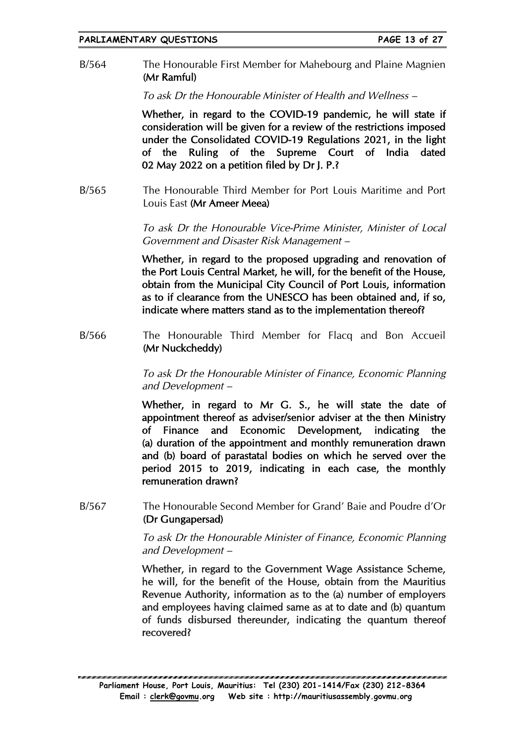B/564 The Honourable First Member for Mahebourg and Plaine Magnien **(Mr Ramful)**

*To ask Dr the Honourable Minister of Health and Wellness –*

**Whether, in regard to the COVID-19 pandemic, he will state if consideration will be given for a review of the restrictions imposed under the Consolidated COVID-19 Regulations 2021, in the light of the Ruling of the Supreme Court of India dated 02 May 2022 on a petition filed by Dr J. P.?**

B/565 The Honourable Third Member for Port Louis Maritime and Port Louis East **(Mr Ameer Meea)**

*To ask Dr the Honourable Vice-Prime Minister, Minister of Local Government and Disaster Risk Management –*

**Whether, in regard to the proposed upgrading and renovation of the Port Louis Central Market, he will, for the benefit of the House, obtain from the Municipal City Council of Port Louis, information as to if clearance from the UNESCO has been obtained and, if so, indicate where matters stand as to the implementation thereof?**

B/566 The Honourable Third Member for Flacq and Bon Accueil **(Mr Nuckcheddy)**

*To ask Dr the Honourable Minister of Finance, Economic Planning and Development –*

**Whether, in regard to Mr G. S., he will state the date of appointment thereof as adviser/senior adviser at the then Ministry of Finance and Economic Development, indicating the (a) duration of the appointment and monthly remuneration drawn and (b) board of parastatal bodies on which he served over the period 2015 to 2019, indicating in each case, the monthly remuneration drawn?**

B/567 The Honourable Second Member for Grand' Baie and Poudre d'Or **(Dr Gungapersad)**

*To ask Dr the Honourable Minister of Finance, Economic Planning and Development –*

**Whether, in regard to the Government Wage Assistance Scheme, he will, for the benefit of the House, obtain from the Mauritius Revenue Authority, information as to the (a) number of employers and employees having claimed same as at to date and (b) quantum of funds disbursed thereunder, indicating the quantum thereof recovered?**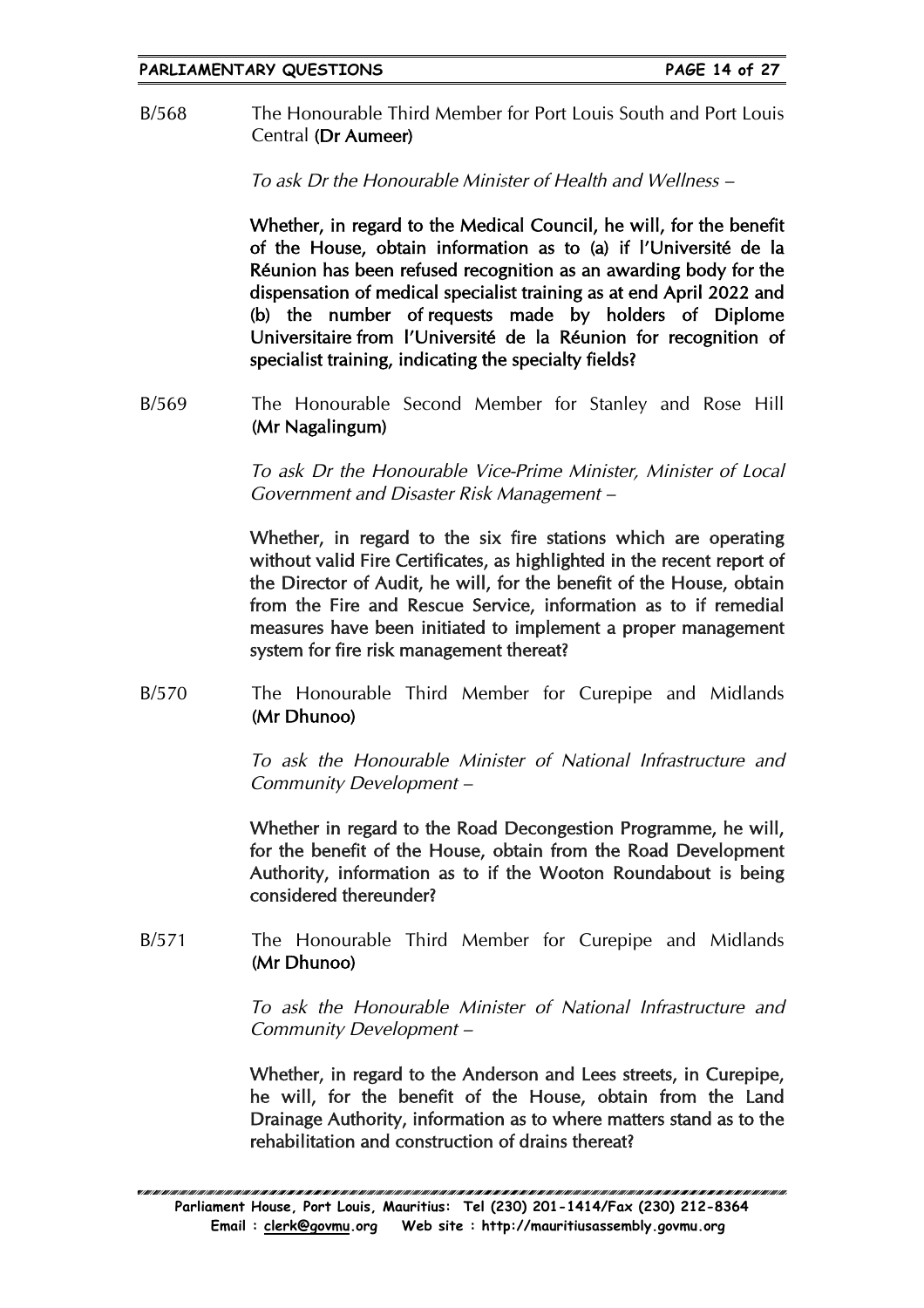B/568 The Honourable Third Member for Port Louis South and Port Louis Central **(Dr Aumeer)**

*To ask Dr the Honourable Minister of Health and Wellness –*

**Whether, in regard to the Medical Council, he will, for the benefit of the House, obtain information as to (a) if l'Université de la Réunion has been refused recognition as an awarding body for the dispensation of medical specialist training as at end April 2022 and (b) the number of requests made by holders of Diplome Universitaire from l'Université de la Réunion for recognition of specialist training, indicating the specialty fields?**

B/569 The Honourable Second Member for Stanley and Rose Hill **(Mr Nagalingum)**

*To ask Dr the Honourable Vice-Prime Minister, Minister of Local Government and Disaster Risk Management –*

**Whether, in regard to the six fire stations which are operating without valid Fire Certificates, as highlighted in the recent report of the Director of Audit, he will, for the benefit of the House, obtain from the Fire and Rescue Service, information as to if remedial measures have been initiated to implement a proper management system for fire risk management thereat?**

B/570 The Honourable Third Member for Curepipe and Midlands **(Mr Dhunoo)**

*To ask the Honourable Minister of National Infrastructure and Community Development –*

**Whether in regard to the Road Decongestion Programme, he will, for the benefit of the House, obtain from the Road Development Authority, information as to if the Wooton Roundabout is being considered thereunder?**

B/571 The Honourable Third Member for Curepipe and Midlands **(Mr Dhunoo)**

*To ask the Honourable Minister of National Infrastructure and Community Development –*

**Whether, in regard to the Anderson and Lees streets, in Curepipe, he will, for the benefit of the House, obtain from the Land Drainage Authority, information as to where matters stand as to the rehabilitation and construction of drains thereat?**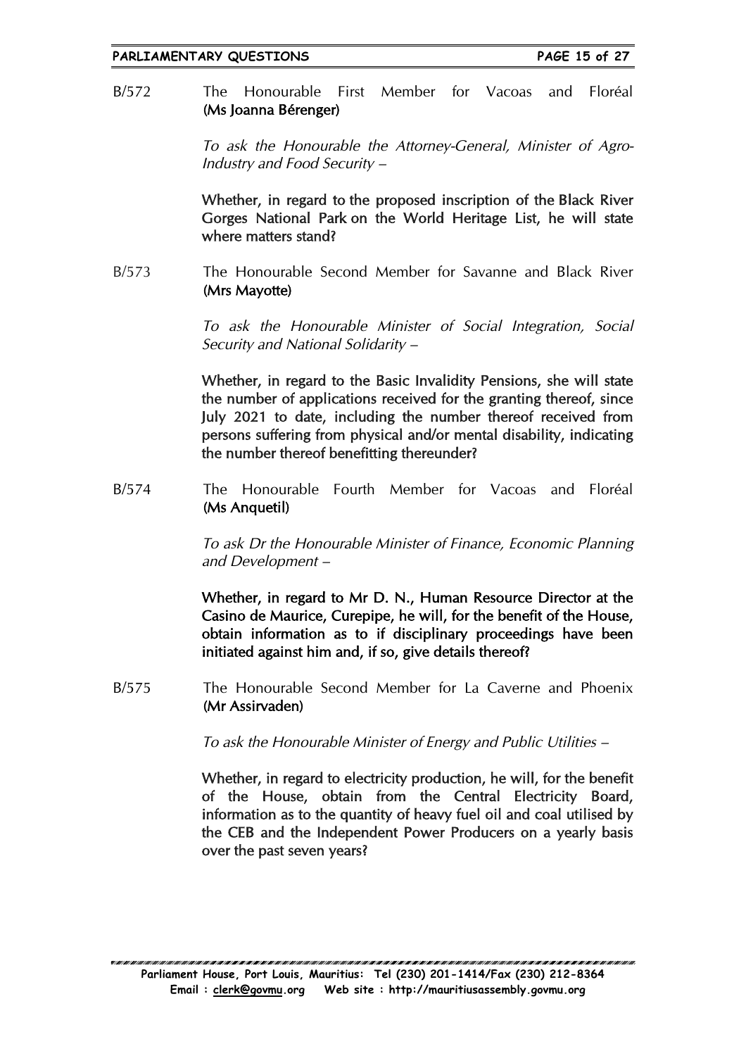B/572 The Honourable First Member for Vacoas and Floréal **(Ms Joanna Bérenger)**

*To ask the Honourable the Attorney-General, Minister of Agro-Industry and Food Security –*

**Whether, in regard to the proposed inscription of the Black River Gorges National Park on the World Heritage List, he will state where matters stand?**

B/573 The Honourable Second Member for Savanne and Black River **(Mrs Mayotte)**

*To ask the Honourable Minister of Social Integration, Social Security and National Solidarity –*

**Whether, in regard to the Basic Invalidity Pensions, she will state the number of applications received for the granting thereof, since July 2021 to date, including the number thereof received from persons suffering from physical and/or mental disability, indicating the number thereof benefitting thereunder?**

B/574 The Honourable Fourth Member for Vacoas and Floréal **(Ms Anquetil)**

*To ask Dr the Honourable Minister of Finance, Economic Planning and Development –*

**Whether, in regard to Mr D. N., Human Resource Director at the Casino de Maurice, Curepipe, he will, for the benefit of the House, obtain information as to if disciplinary proceedings have been initiated against him and, if so, give details thereof?**

B/575 The Honourable Second Member for La Caverne and Phoenix **(Mr Assirvaden)**

*To ask the Honourable Minister of Energy and Public Utilities –*

**Whether, in regard to electricity production, he will, for the benefit of the House, obtain from the Central Electricity Board, information as to the quantity of heavy fuel oil and coal utilised by the CEB and the Independent Power Producers on a yearly basis over the past seven years?**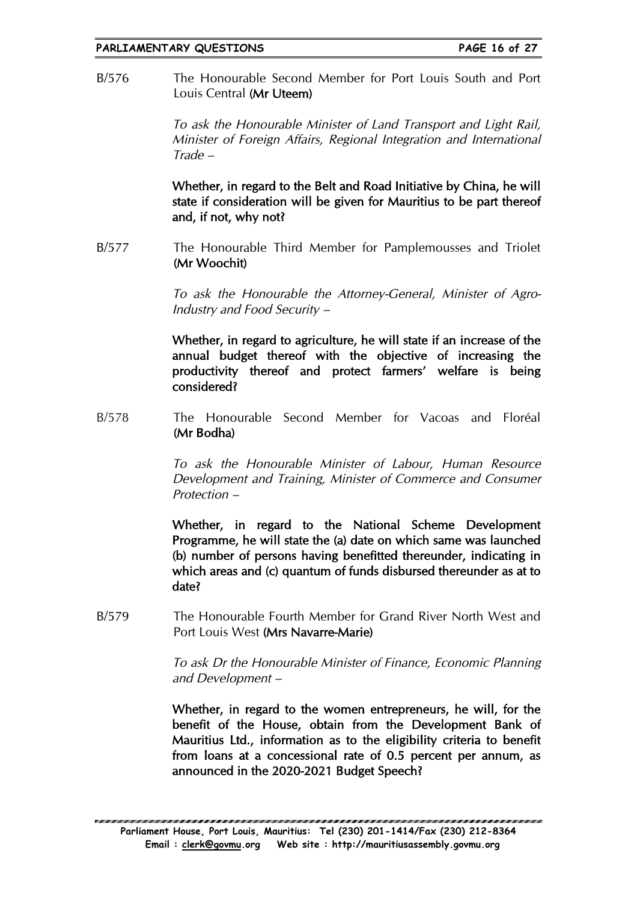B/576 The Honourable Second Member for Port Louis South and Port Louis Central (**Mr Uteem**)

*To ask the Honourable Minister of Land Transport and Light Rail, Minister of Foreign Affairs, Regional Integration and International Trade –*

**Whether, in regard to the Belt and Road Initiative by China, he will state if consideration will be given for Mauritius to be part thereof and, if not, why not?**

B/577 The Honourable Third Member for Pamplemousses and Triolet (**Mr Woochit**)

*To ask the Honourable the Attorney-General, Minister of Agro-Industry and Food Security –*

**Whether, in regard to agriculture, he will state if an increase of the annual budget thereof with the objective of increasing the productivity thereof and protect farmers' welfare is being considered?**

B/578 The Honourable Second Member for Vacoas and Floréal (**Mr Bodha**)

*To ask the Honourable Minister of Labour, Human Resource Development and Training, Minister of Commerce and Consumer Protection –*

**Whether, in regard to the National Scheme Development Programme, he will state the (a) date on which same was launched (b) number of persons having benefitted thereunder, indicating in which areas and (c) quantum of funds disbursed thereunder as at to date?**

B/579 The Honourable Fourth Member for Grand River North West and Port Louis West (**Mrs Navarre-Marie**)

*To ask Dr the Honourable Minister of Finance, Economic Planning and Development –*

**Whether, in regard to the women entrepreneurs, he will, for the benefit of the House, obtain from the Development Bank of Mauritius Ltd., information as to the eligibility criteria to benefit from loans at a concessional rate of 0.5 percent per annum, as announced in the 2020-2021 Budget Speech?**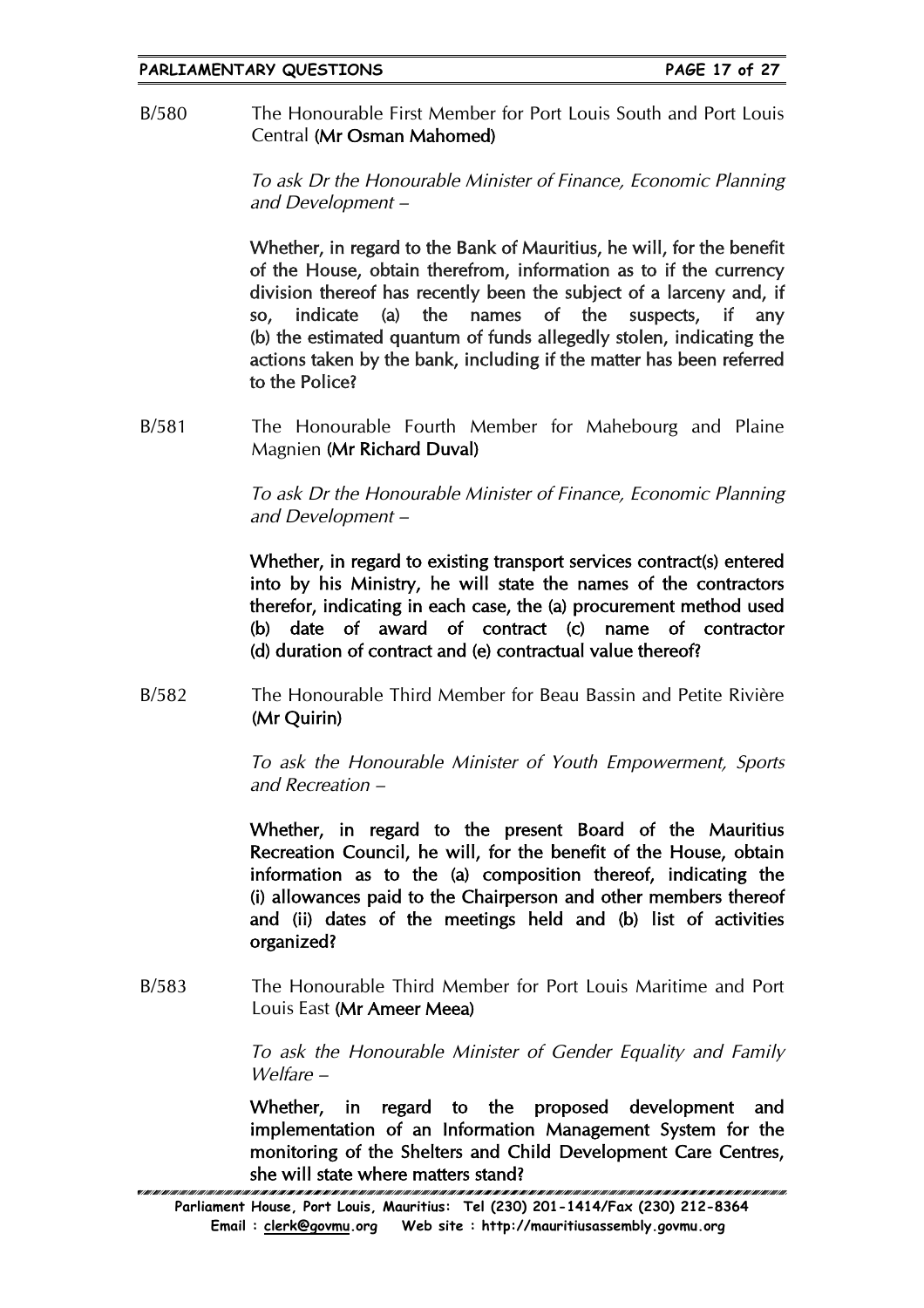B/580 The Honourable First Member for Port Louis South and Port Louis Central **(Mr Osman Mahomed)**

*To ask Dr the Honourable Minister of Finance, Economic Planning and Development –*

**Whether, in regard to the Bank of Mauritius, he will, for the benefit of the House, obtain therefrom, information as to if the currency division thereof has recently been the subject of a larceny and, if so, indicate (a) the names of the suspects, if any (b) the estimated quantum of funds allegedly stolen, indicating the actions taken by the bank, including if the matter has been referred to the Police?**

B/581 The Honourable Fourth Member for Mahebourg and Plaine Magnien **(Mr Richard Duval)**

*To ask Dr the Honourable Minister of Finance, Economic Planning and Development –*

**Whether, in regard to existing transport services contract(s) entered into by his Ministry, he will state the names of the contractors therefor, indicating in each case, the (a) procurement method used (b) date of award of contract (c) name of contractor (d) duration of contract and (e) contractual value thereof?**

B/582 The Honourable Third Member for Beau Bassin and Petite Rivière **(Mr Quirin)**

*To ask the Honourable Minister of Youth Empowerment, Sports and Recreation –*

**Whether, in regard to the present Board of the Mauritius Recreation Council, he will, for the benefit of the House, obtain information as to the (a) composition thereof, indicating the (i) allowances paid to the Chairperson and other members thereof and (ii) dates of the meetings held and (b) list of activities organized?**

B/583 The Honourable Third Member for Port Louis Maritime and Port Louis East **(Mr Ameer Meea)**

*To ask the Honourable Minister of Gender Equality and Family Welfare –*

**Whether, in regard to the proposed development and implementation of an Information Management System for the monitoring of the Shelters and Child Development Care Centres, she will state where matters stand?**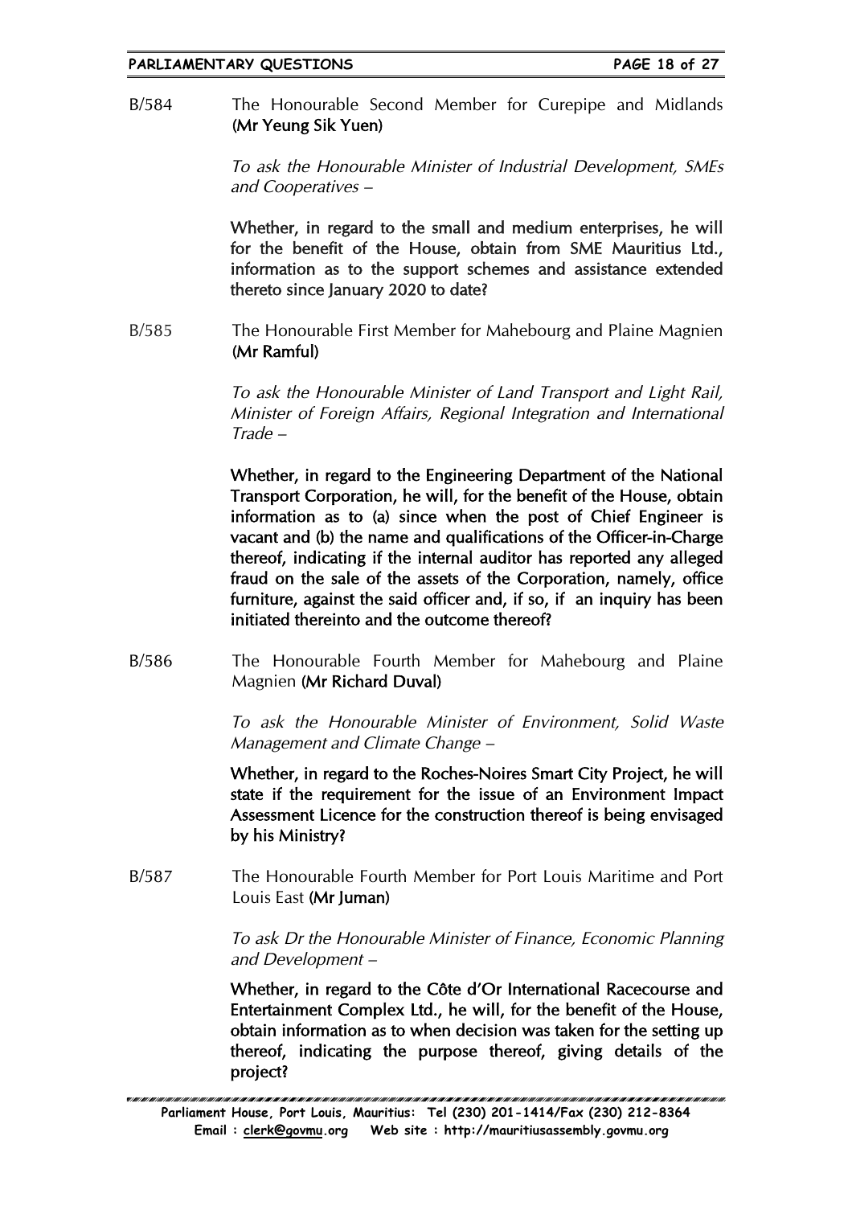B/584 The Honourable Second Member for Curepipe and Midlands **(Mr Yeung Sik Yuen)**

*To ask the Honourable Minister of Industrial Development, SMEs and Cooperatives –*

**Whether, in regard to the small and medium enterprises, he will for the benefit of the House, obtain from SME Mauritius Ltd., information as to the support schemes and assistance extended thereto since January 2020 to date?**

B/585 The Honourable First Member for Mahebourg and Plaine Magnien **(Mr Ramful)**

*To ask the Honourable Minister of Land Transport and Light Rail, Minister of Foreign Affairs, Regional Integration and International Trade –*

**Whether, in regard to the Engineering Department of the National Transport Corporation, he will, for the benefit of the House, obtain information as to (a) since when the post of Chief Engineer is vacant and (b) the name and qualifications of the Officer-in-Charge thereof, indicating if the internal auditor has reported any alleged fraud on the sale of the assets of the Corporation, namely, office furniture, against the said officer and, if so, if an inquiry has been initiated thereinto and the outcome thereof?**

B/586 The Honourable Fourth Member for Mahebourg and Plaine Magnien **(Mr Richard Duval)**

*To ask the Honourable Minister of Environment, Solid Waste Management and Climate Change –*

**Whether, in regard to the Roches-Noires Smart City Project, he will state if the requirement for the issue of an Environment Impact Assessment Licence for the construction thereof is being envisaged by his Ministry?**

B/587 The Honourable Fourth Member for Port Louis Maritime and Port Louis East **(Mr Juman)**

*To ask Dr the Honourable Minister of Finance, Economic Planning and Development –*

**Whether, in regard to the Côte d'Or International Racecourse and Entertainment Complex Ltd., he will, for the benefit of the House, obtain information as to when decision was taken for the setting up thereof, indicating the purpose thereof, giving details of the project?**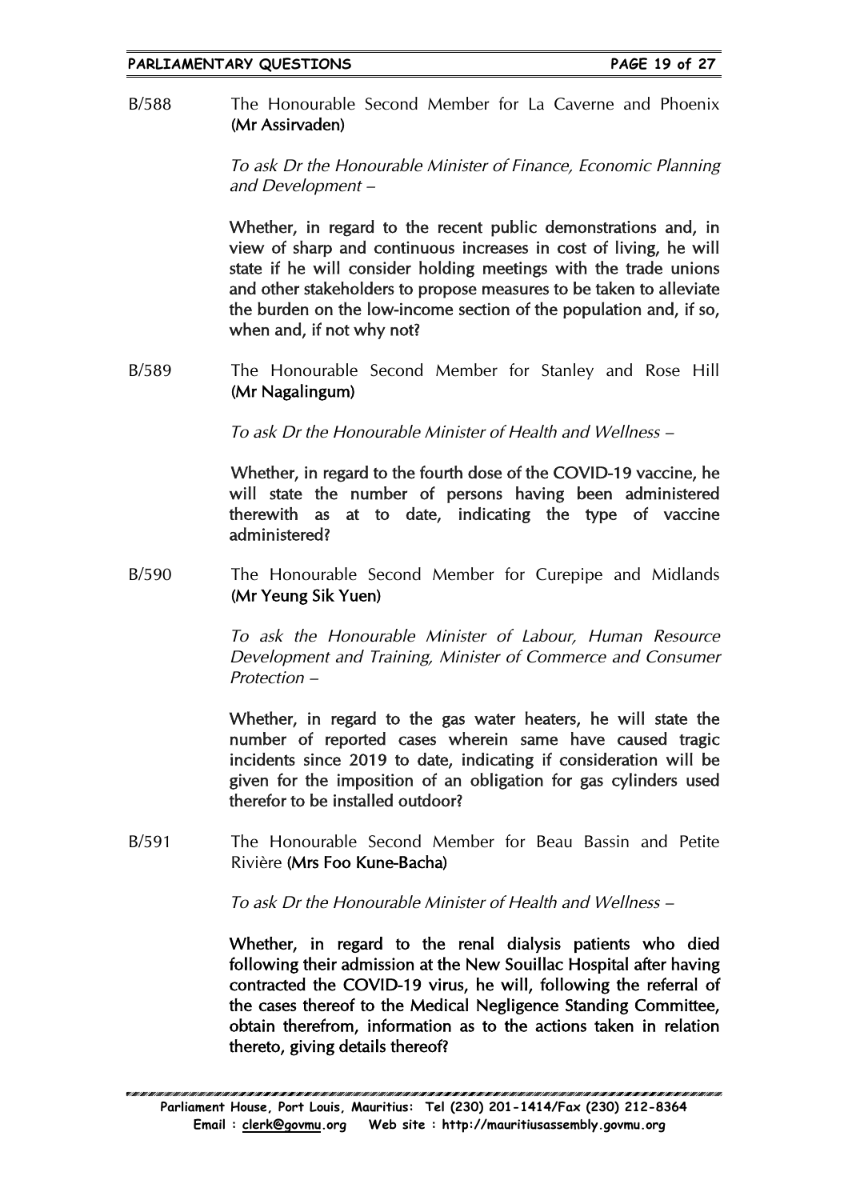B/588 The Honourable Second Member for La Caverne and Phoenix **(Mr Assirvaden)**

*To ask Dr the Honourable Minister of Finance, Economic Planning and Development –*

Whether, in regard to the recent public demonstrations and, in view of sharp and continuous increases in cost of living, he will state if he will consider holding meetings with the trade unions and other stakeholders to propose measures to be taken to alleviate the burden on the low-income section of the population and, if so, when and, if not why not?

B/589 The Honourable Second Member for Stanley and Rose Hill **(Mr Nagalingum)**

*To ask Dr the Honourable Minister of Health and Wellness –*

Whether, in regard to the fourth dose of the COVID-19 vaccine, he will state the number of persons having been administered therewith as at to date, indicating the type of vaccine administered?

B/590 The Honourable Second Member for Curepipe and Midlands **(Mr Yeung Sik Yuen)**

*To ask the Honourable Minister of Labour, Human Resource Development and Training, Minister of Commerce and Consumer Protection –*

Whether, in regard to the gas water heaters, he will state the number of reported cases wherein same have caused tragic incidents since 2019 to date, indicating if consideration will be given for the imposition of an obligation for gas cylinders used therefor to be installed outdoor?

B/591 The Honourable Second Member for Beau Bassin and Petite Rivière **(Mrs Foo Kune-Bacha)**

*To ask Dr the Honourable Minister of Health and Wellness –*

Whether, in regard to the renal dialysis patients who died following their admission at the New Souillac Hospital after having contracted the COVID-19 virus, he will, following the referral of the cases thereof to the Medical Negligence Standing Committee, obtain therefrom, information as to the actions taken in relation thereto, giving details thereof?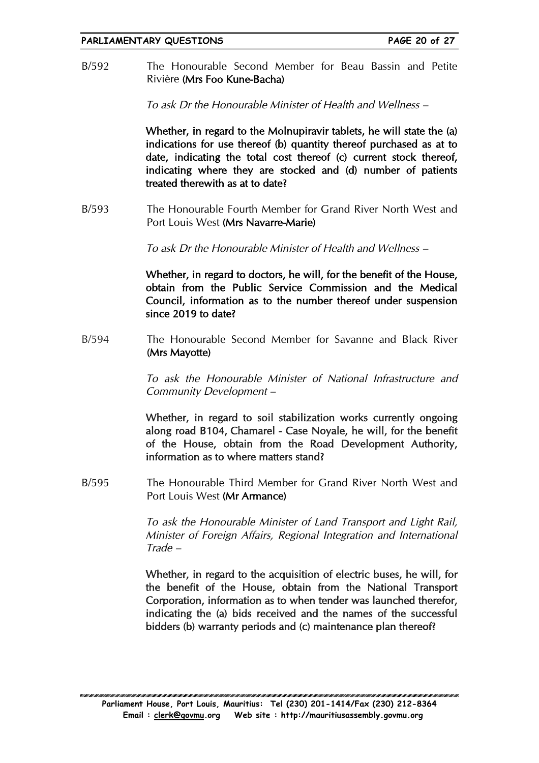B/592 The Honourable Second Member for Beau Bassin and Petite Rivière **(Mrs Foo Kune-Bacha)**

*To ask Dr the Honourable Minister of Health and Wellness –*

**Whether, in regard to the Molnupiravir tablets, he will state the (a) indications for use thereof (b) quantity thereof purchased as at to date, indicating the total cost thereof (c) current stock thereof, indicating where they are stocked and (d) number of patients treated therewith as at to date?**

B/593 The Honourable Fourth Member for Grand River North West and Port Louis West **(Mrs Navarre-Marie)**

*To ask Dr the Honourable Minister of Health and Wellness –*

**Whether, in regard to doctors, he will, for the benefit of the House, obtain from the Public Service Commission and the Medical Council, information as to the number thereof under suspension since 2019 to date?**

B/594 The Honourable Second Member for Savanne and Black River **(Mrs Mayotte)**

*To ask the Honourable Minister of National Infrastructure and Community Development –*

**Whether, in regard to soil stabilization works currently ongoing along road B104, Chamarel - Case Noyale, he will, for the benefit of the House, obtain from the Road Development Authority, information as to where matters stand?**

B/595 The Honourable Third Member for Grand River North West and Port Louis West **(Mr Armance)**

*To ask the Honourable Minister of Land Transport and Light Rail, Minister of Foreign Affairs, Regional Integration and International Trade –*

**Whether, in regard to the acquisition of electric buses, he will, for the benefit of the House, obtain from the National Transport Corporation, information as to when tender was launched therefor, indicating the (a) bids received and the names of the successful bidders (b) warranty periods and (c) maintenance plan thereof?**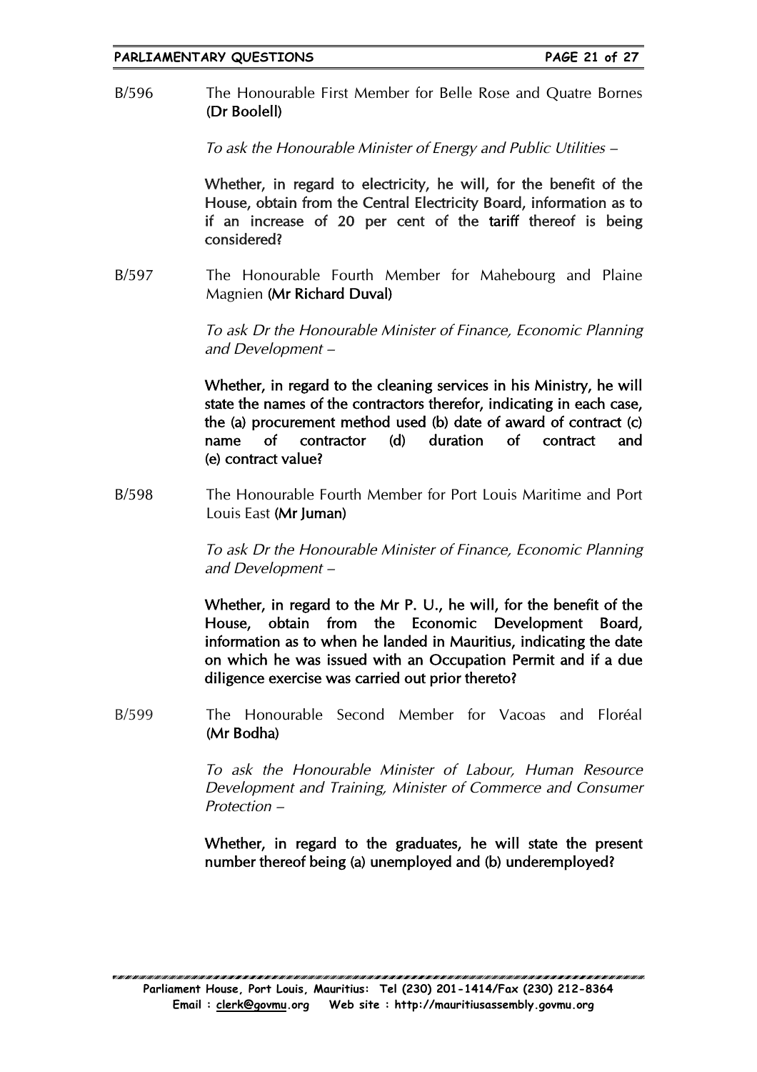B/596 The Honourable First Member for Belle Rose and Quatre Bornes **(Dr Boolell)**

*To ask the Honourable Minister of Energy and Public Utilities –*

**Whether, in regard to electricity, he will, for the benefit of the House, obtain from the Central Electricity Board, information as to if an increase of 20 per cent of the tariff thereof is being considered?**

B/597 The Honourable Fourth Member for Mahebourg and Plaine Magnien **(Mr Richard Duval)**

*To ask Dr the Honourable Minister of Finance, Economic Planning and Development –*

**Whether, in regard to the cleaning services in his Ministry, he will state the names of the contractors therefor, indicating in each case, the (a) procurement method used (b) date of award of contract (c) name of contractor (d) duration of contract and (e) contract value?**

B/598 The Honourable Fourth Member for Port Louis Maritime and Port Louis East **(Mr Juman)**

*To ask Dr the Honourable Minister of Finance, Economic Planning and Development –*

**Whether, in regard to the Mr P. U., he will, for the benefit of the House, obtain from the Economic Development Board, information as to when he landed in Mauritius, indicating the date on which he was issued with an Occupation Permit and if a due diligence exercise was carried out prior thereto?**

B/599 The Honourable Second Member for Vacoas and Floréal **(Mr Bodha)**

*To ask the Honourable Minister of Labour, Human Resource Development and Training, Minister of Commerce and Consumer Protection –*

**Whether, in regard to the graduates, he will state the present number thereof being (a) unemployed and (b) underemployed?**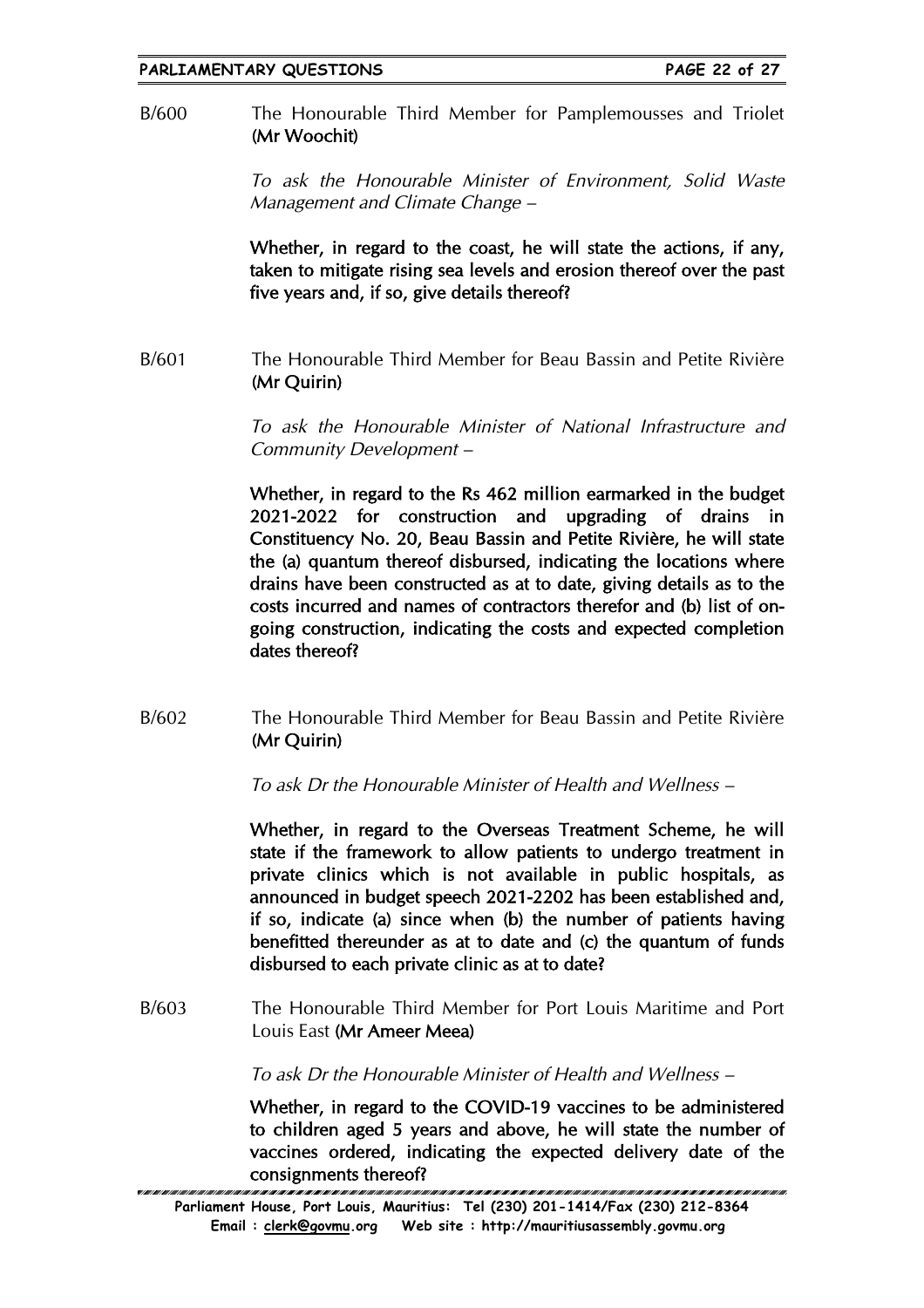B/600 The Honourable Third Member for Pamplemousses and Triolet **(Mr Woochit)**

*To ask the Honourable Minister of Environment, Solid Waste Management and Climate Change –*

**Whether, in regard to the coast, he will state the actions, if any, taken to mitigate rising sea levels and erosion thereof over the past five years and, if so, give details thereof?**

B/601 The Honourable Third Member for Beau Bassin and Petite Rivière **(Mr Quirin)**

*To ask the Honourable Minister of National Infrastructure and Community Development –*

**Whether, in regard to the Rs 462 million earmarked in the budget 2021-2022 for construction and upgrading of drains in Constituency No. 20, Beau Bassin and Petite Rivière, he will state the (a) quantum thereof disbursed, indicating the locations where drains have been constructed as at to date, giving details as to the costs incurred and names of contractors therefor and (b) list of on-going construction, indicating the costs and expected completion dates thereof?**

B/602 The Honourable Third Member for Beau Bassin and Petite Rivière **(Mr Quirin)**

*To ask Dr the Honourable Minister of Health and Wellness –*

**Whether, in regard to the Overseas Treatment Scheme, he will state if the framework to allow patients to undergo treatment in private clinics which is not available in public hospitals, as announced in budget speech 2021-2202 has been established and, if so, indicate (a) since when (b) the number of patients having benefitted thereunder as at to date and (c) the quantum of funds disbursed to each private clinic as at to date?**

B/603 The Honourable Third Member for Port Louis Maritime and Port Louis East **(Mr Ameer Meea)**

*To ask Dr the Honourable Minister of Health and Wellness –*

**Whether, in regard to the COVID-19 vaccines to be administered to children aged 5 years and above, he will state the number of vaccines ordered, indicating the expected delivery date of the consignments thereof?**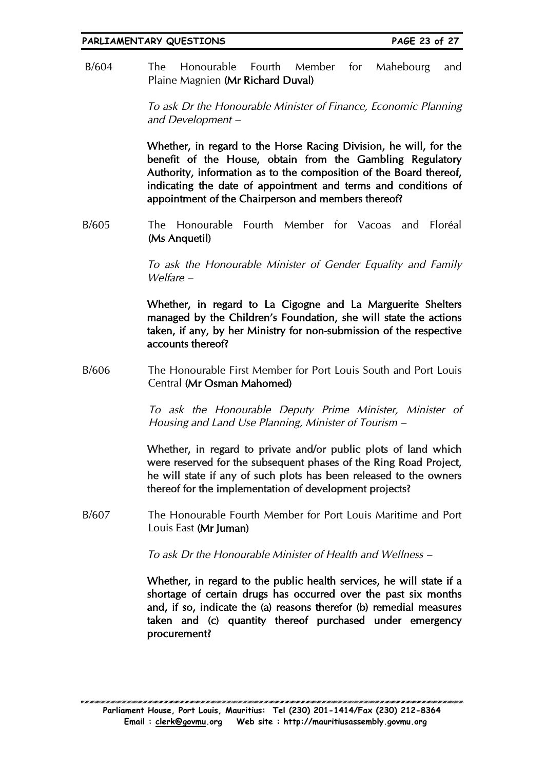B/604 The Honourable Fourth Member for Mahebourg and Plaine Magnien **(Mr Richard Duval)**

*To ask Dr the Honourable Minister of Finance, Economic Planning and Development –*

**Whether, in regard to the Horse Racing Division, he will, for the benefit of the House, obtain from the Gambling Regulatory Authority, information as to the composition of the Board thereof, indicating the date of appointment and terms and conditions of appointment of the Chairperson and members thereof?**

B/605 The Honourable Fourth Member for Vacoas and Floréal **(Ms Anquetil)**

*To ask the Honourable Minister of Gender Equality and Family Welfare –*

**Whether, in regard to La Cigogne and La Marguerite Shelters managed by the Children's Foundation, she will state the actions taken, if any, by her Ministry for non-submission of the respective accounts thereof?**

B/606 The Honourable First Member for Port Louis South and Port Louis Central **(Mr Osman Mahomed)**

*To ask the Honourable Deputy Prime Minister, Minister of Housing and Land Use Planning, Minister of Tourism –*

**Whether, in regard to private and/or public plots of land which were reserved for the subsequent phases of the Ring Road Project, he will state if any of such plots has been released to the owners thereof for the implementation of development projects?**

B/607 The Honourable Fourth Member for Port Louis Maritime and Port Louis East **(Mr Juman)**

*To ask Dr the Honourable Minister of Health and Wellness –*

**Whether, in regard to the public health services, he will state if a shortage of certain drugs has occurred over the past six months and, if so, indicate the (a) reasons therefor (b) remedial measures taken and (c) quantity thereof purchased under emergency procurement?**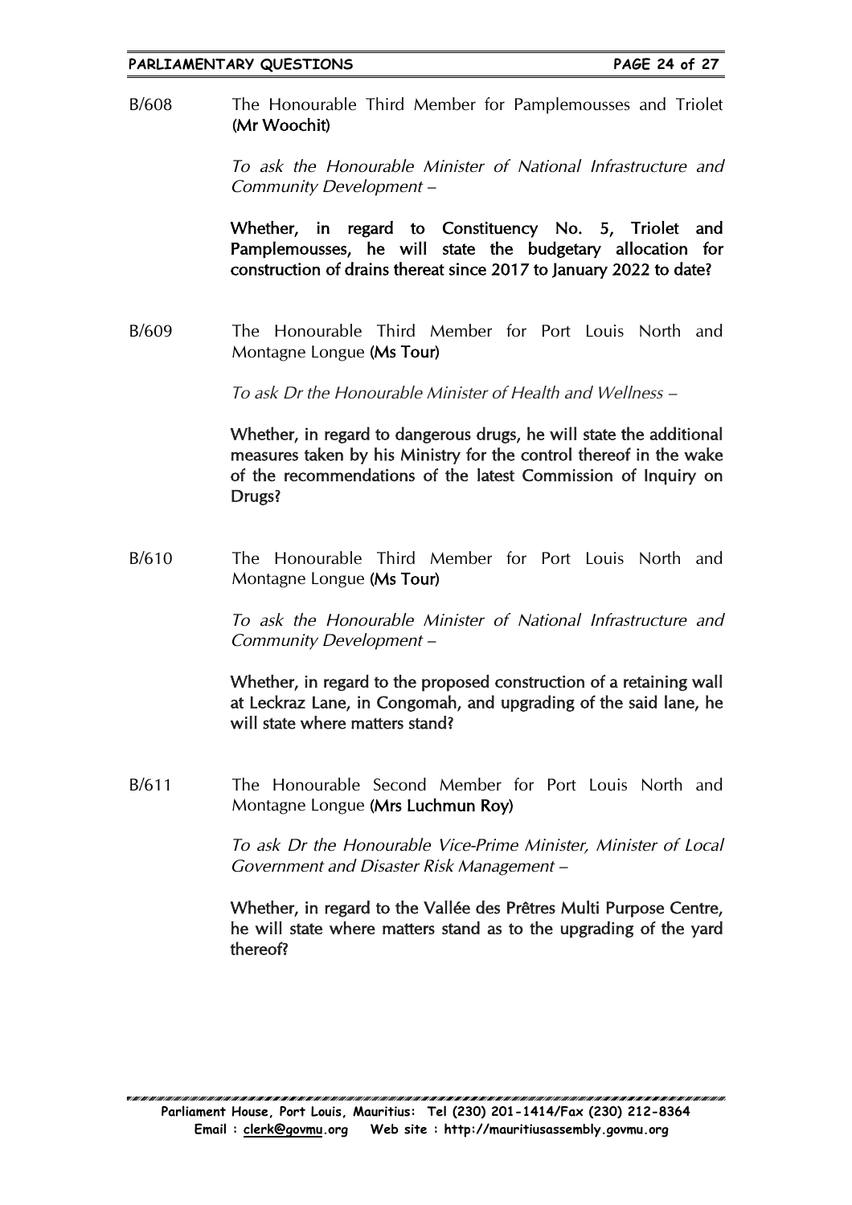B/608 The Honourable Third Member for Pamplemousses and Triolet **(Mr Woochit)**

*To ask the Honourable Minister of National Infrastructure and Community Development –*

**Whether, in regard to Constituency No. 5, Triolet and Pamplemousses, he will state the budgetary allocation for construction of drains thereat since 2017 to January 2022 to date?**

B/609 The Honourable Third Member for Port Louis North and Montagne Longue **(Ms Tour)**

*To ask Dr the Honourable Minister of Health and Wellness –*

**Whether, in regard to dangerous drugs, he will state the additional measures taken by his Ministry for the control thereof in the wake of the recommendations of the latest Commission of Inquiry on Drugs?**

B/610 The Honourable Third Member for Port Louis North and Montagne Longue **(Ms Tour)**

*To ask the Honourable Minister of National Infrastructure and Community Development –*

**Whether, in regard to the proposed construction of a retaining wall at Leckraz Lane, in Congomah, and upgrading of the said lane, he will state where matters stand?**

B/611 The Honourable Second Member for Port Louis North and Montagne Longue **(Mrs Luchmun Roy)**

*To ask Dr the Honourable Vice-Prime Minister, Minister of Local Government and Disaster Risk Management –*

**Whether, in regard to the Vallée des Prêtres Multi Purpose Centre, he will state where matters stand as to the upgrading of the yard thereof?**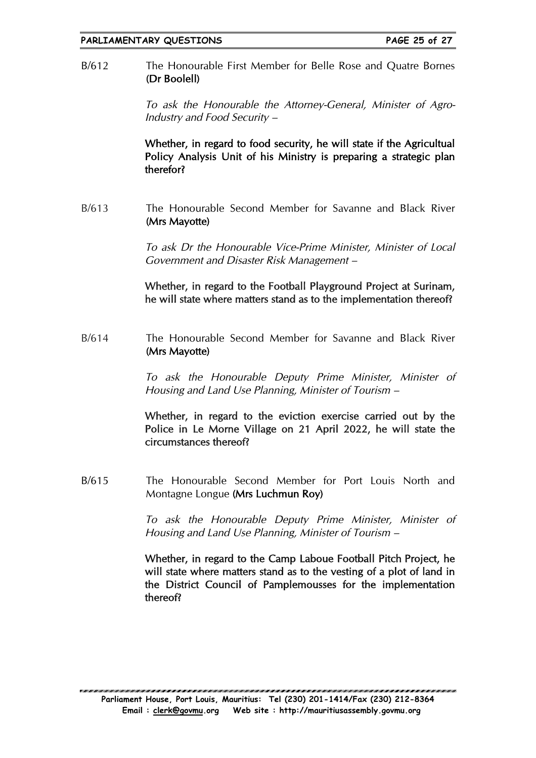B/612 The Honourable First Member for Belle Rose and Quatre Bornes **(Dr Boolell)**

*To ask the Honourable the Attorney-General, Minister of Agro-Industry and Food Security –*

**Whether, in regard to food security, he will state if the Agricultual Policy Analysis Unit of his Ministry is preparing a strategic plan therefor?**

B/613 The Honourable Second Member for Savanne and Black River **(Mrs Mayotte)**

*To ask Dr the Honourable Vice-Prime Minister, Minister of Local Government and Disaster Risk Management –*

**Whether, in regard to the Football Playground Project at Surinam, he will state where matters stand as to the implementation thereof?**

B/614 The Honourable Second Member for Savanne and Black River **(Mrs Mayotte)**

*To ask the Honourable Deputy Prime Minister, Minister of Housing and Land Use Planning, Minister of Tourism –*

**Whether, in regard to the eviction exercise carried out by the Police in Le Morne Village on 21 April 2022, he will state the circumstances thereof?**

B/615 The Honourable Second Member for Port Louis North and Montagne Longue **(Mrs Luchmun Roy)**

*To ask the Honourable Deputy Prime Minister, Minister of Housing and Land Use Planning, Minister of Tourism –*

**Whether, in regard to the Camp Laboue Football Pitch Project, he will state where matters stand as to the vesting of a plot of land in the District Council of Pamplemousses for the implementation thereof?**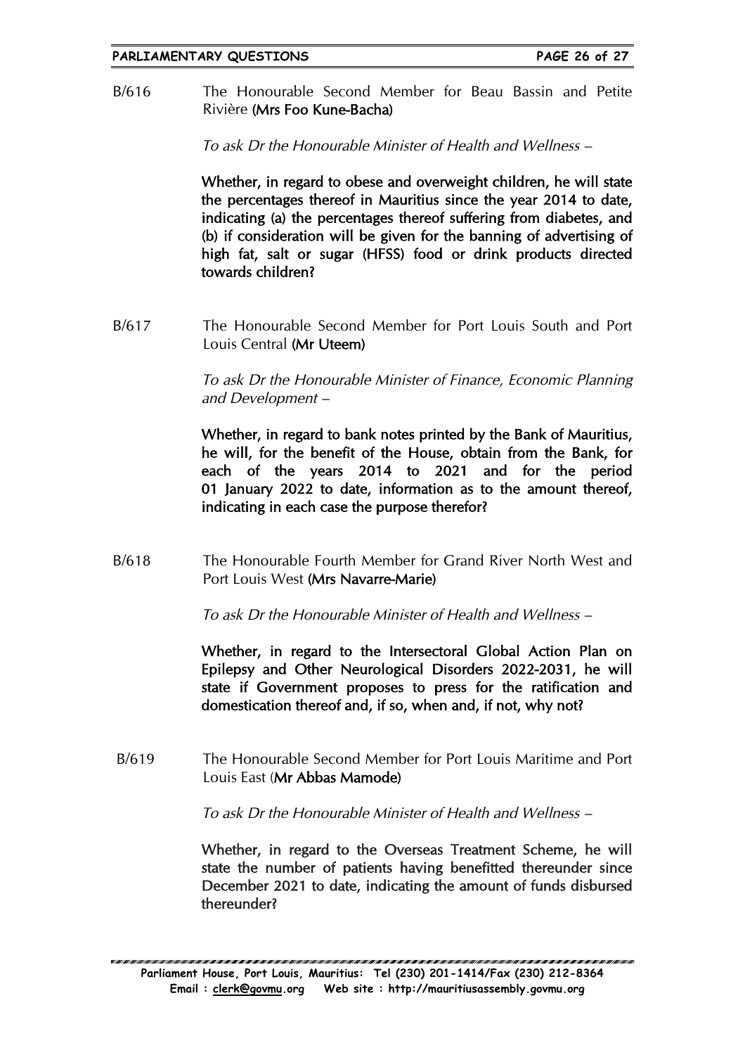B/616 The Honourable Second Member for Beau Bassin and Petite Rivière **(Mrs Foo Kune-Bacha)**

*To ask Dr the Honourable Minister of Health and Wellness –*

**Whether, in regard to obese and overweight children, he will state the percentages thereof in Mauritius since the year 2014 to date, indicating (a) the percentages thereof suffering from diabetes, and (b) if consideration will be given for the banning of advertising of high fat, salt or sugar (HFSS) food or drink products directed towards children?**

B/617 The Honourable Second Member for Port Louis South and Port Louis Central **(Mr Uteem)**

*To ask Dr the Honourable Minister of Finance, Economic Planning and Development –*

**Whether, in regard to bank notes printed by the Bank of Mauritius, he will, for the benefit of the House, obtain from the Bank, for each of the years 2014 to 2021 and for the period 01 January 2022 to date, information as to the amount thereof, indicating in each case the purpose therefor?**

B/618 The Honourable Fourth Member for Grand River North West and Port Louis West **(Mrs Navarre-Marie)**

*To ask Dr the Honourable Minister of Health and Wellness –*

**Whether, in regard to the Intersectoral Global Action Plan on Epilepsy and Other Neurological Disorders 2022-2031, he will state if Government proposes to press for the ratification and domestication thereof and, if so, when and, if not, why not?**

B/619 The Honourable Second Member for Port Louis Maritime and Port Louis East (**Mr Abbas Mamode)**

*To ask Dr the Honourable Minister of Health and Wellness –*

**Whether, in regard to the Overseas Treatment Scheme, he will state the number of patients having benefitted thereunder since December 2021 to date, indicating the amount of funds disbursed thereunder?**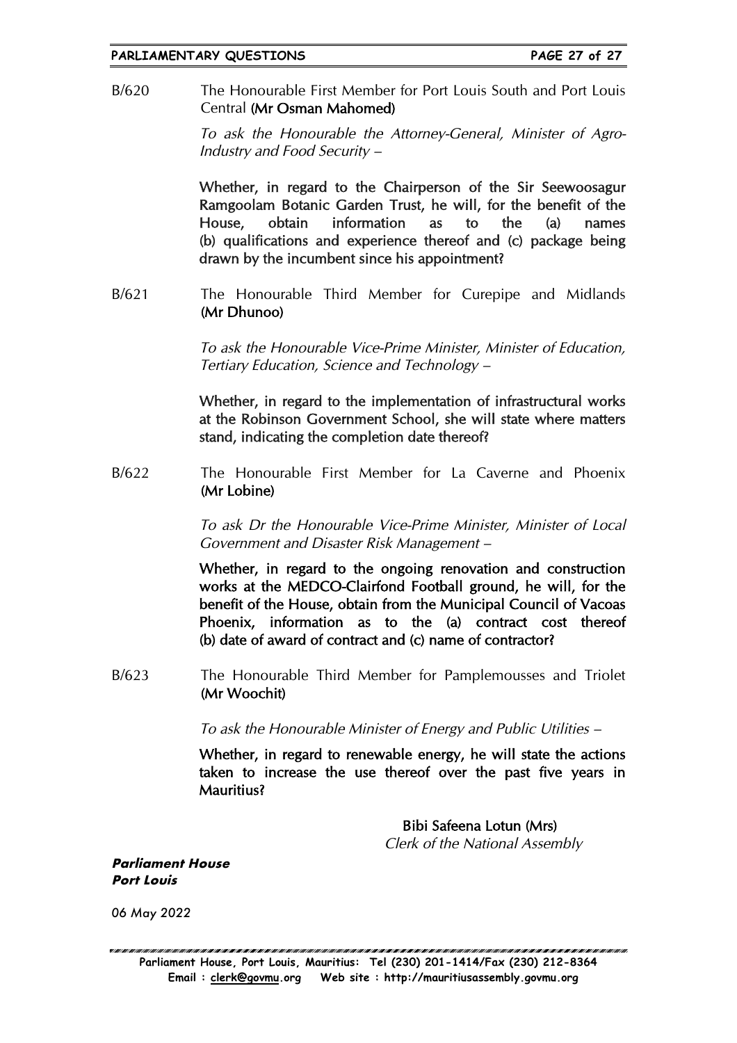B/620 The Honourable First Member for Port Louis South and Port Louis Central **(Mr Osman Mahomed)**

*To ask the Honourable the Attorney-General, Minister of Agro-Industry and Food Security –*

**Whether, in regard to the Chairperson of the Sir Seewoosagur Ramgoolam Botanic Garden Trust, he will, for the benefit of the House, obtain information as to the (a) names (b) qualifications and experience thereof and (c) package being drawn by the incumbent since his appointment?**

B/621 The Honourable Third Member for Curepipe and Midlands **(Mr Dhunoo)**

*To ask the Honourable Vice-Prime Minister, Minister of Education, Tertiary Education, Science and Technology –*

**Whether, in regard to the implementation of infrastructural works at the Robinson Government School, she will state where matters stand, indicating the completion date thereof?**

B/622 The Honourable First Member for La Caverne and Phoenix **(Mr Lobine)**

*To ask Dr the Honourable Vice-Prime Minister, Minister of Local Government and Disaster Risk Management –*

**Whether, in regard to the ongoing renovation and construction works at the MEDCO-Clairfond Football ground, he will, for the benefit of the House, obtain from the Municipal Council of Vacoas Phoenix, information as to the (a) contract cost thereof (b) date of award of contract and (c) name of contractor?**

B/623 The Honourable Third Member for Pamplemousses and Triolet **(Mr Woochit)**

*To ask the Honourable Minister of Energy and Public Utilities –*

**Whether, in regard to renewable energy, he will state the actions taken to increase the use thereof over the past five years in Mauritius?**

**Bibi Safeena Lotun (Mrs)**
*Clerk of the National Assembly*

***Parliament House***
***Port Louis***

06 May 2022